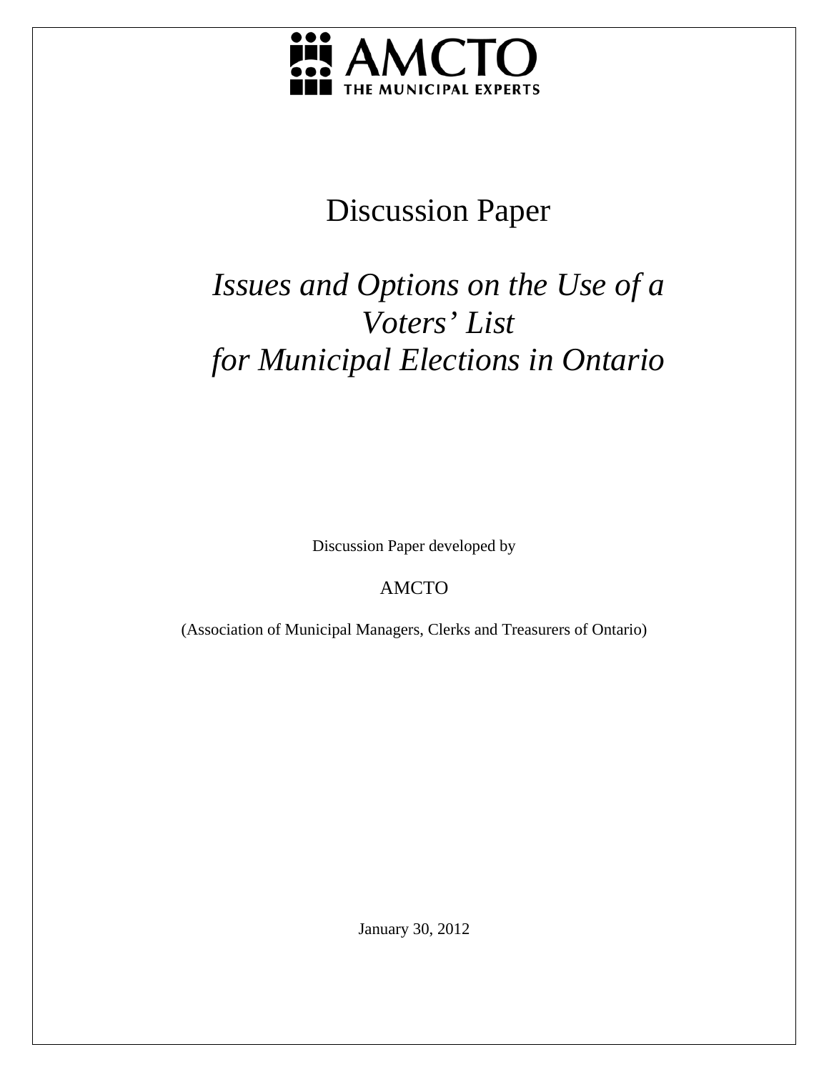AMCTO
THE MUNICIPAL EXPERTS

# Discussion Paper

## *Issues and Options on the Use of a Voters' List for Municipal Elections in Ontario*

Discussion Paper developed by

AMCTO

(Association of Municipal Managers, Clerks and Treasurers of Ontario)

January 30, 2012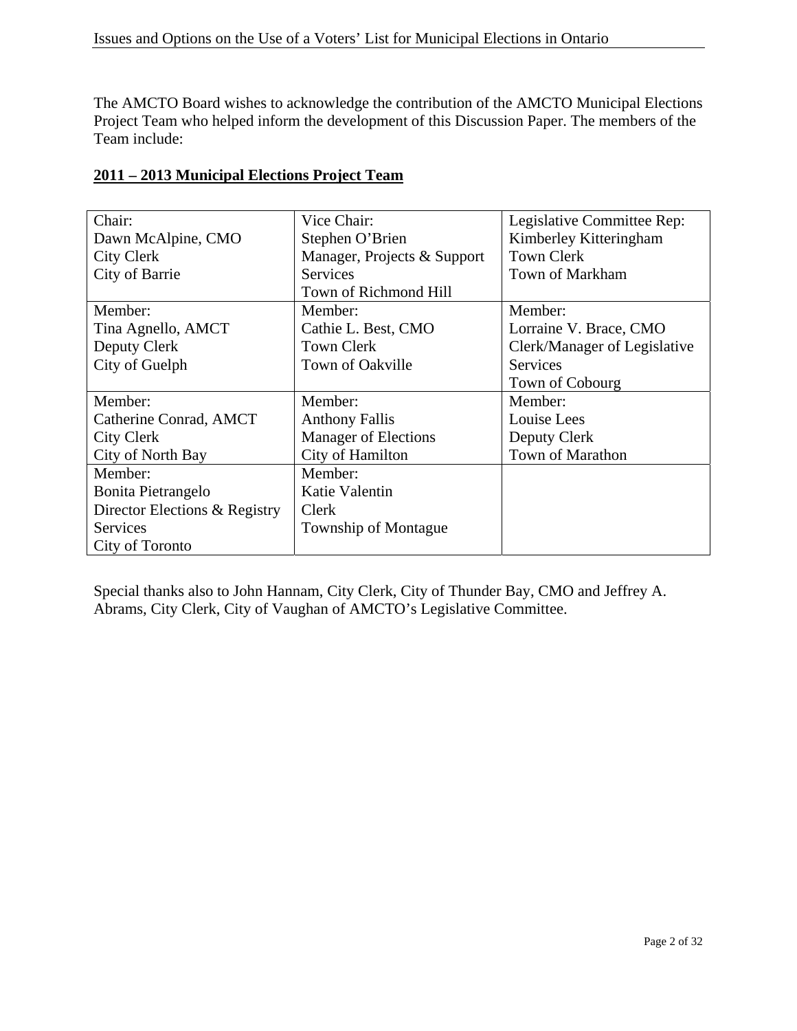The AMCTO Board wishes to acknowledge the contribution of the AMCTO Municipal Elections Project Team who helped inform the development of this Discussion Paper. The members of the Team include:

**2011 – 2013 Municipal Elections Project Team**

| | | |
|---|---|---|
| Chair:<br>Dawn McAlpine, CMO<br>City Clerk<br>City of Barrie | Vice Chair:<br>Stephen O'Brien<br>Manager, Projects & Support Services<br>Town of Richmond Hill | Legislative Committee Rep:<br>Kimberley Kitteringham<br>Town Clerk<br>Town of Markham |
| Member:<br>Tina Agnello, AMCT<br>Deputy Clerk<br>City of Guelph | Member:<br>Cathie L. Best, CMO<br>Town Clerk<br>Town of Oakville | Member:<br>Lorraine V. Brace, CMO<br>Clerk/Manager of Legislative Services<br>Town of Cobourg |
| Member:<br>Catherine Conrad, AMCT<br>City Clerk<br>City of North Bay | Member:<br>Anthony Fallis<br>Manager of Elections<br>City of Hamilton | Member:<br>Louise Lees<br>Deputy Clerk<br>Town of Marathon |
| Member:<br>Bonita Pietrangelo<br>Director Elections & Registry Services<br>City of Toronto | Member:<br>Katie Valentin<br>Clerk<br>Township of Montague | |

Special thanks also to John Hannam, City Clerk, City of Thunder Bay, CMO and Jeffrey A. Abrams, City Clerk, City of Vaughan of AMCTO's Legislative Committee.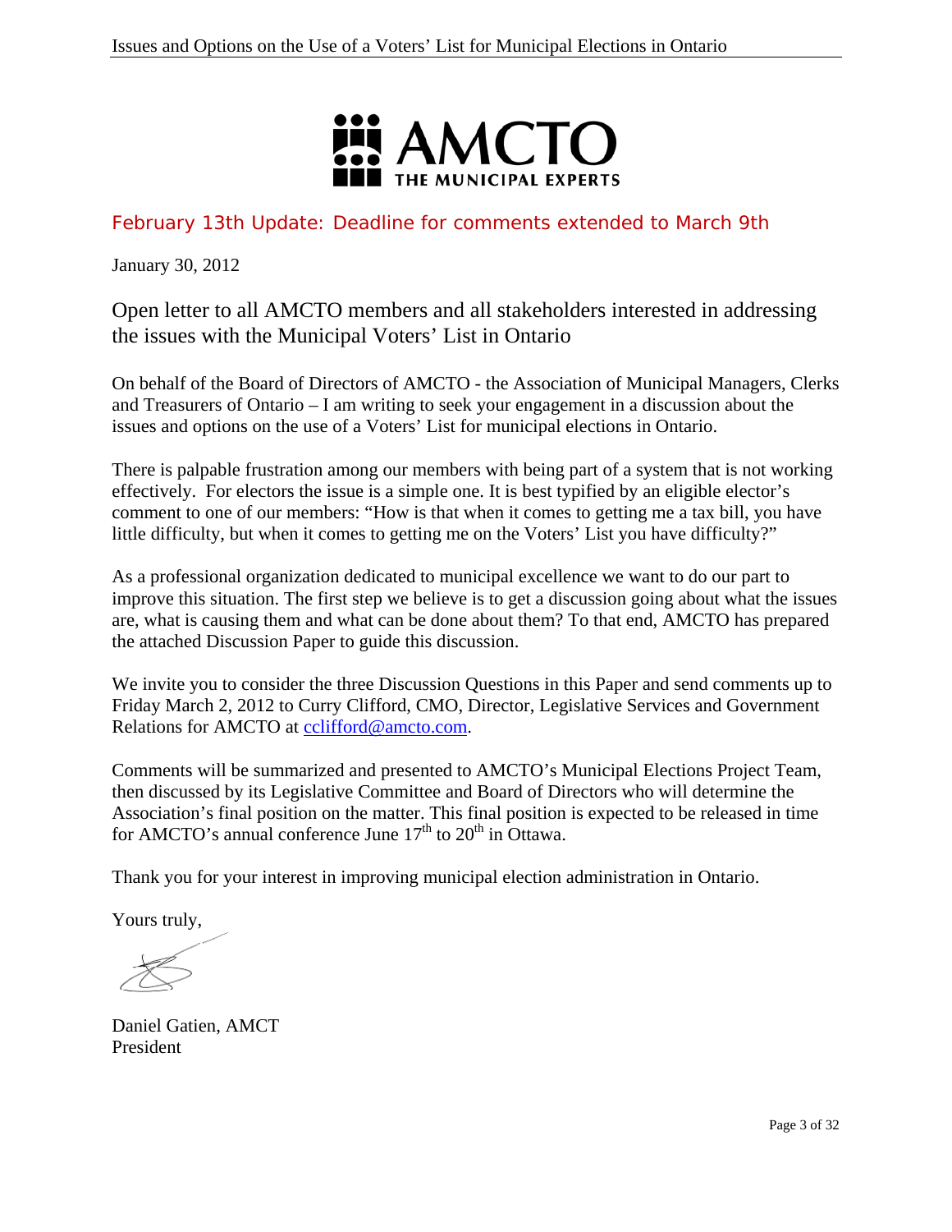AMCTO
THE MUNICIPAL EXPERTS

February 13th Update: Deadline for comments extended to March 9th

January 30, 2012

## Open letter to all AMCTO members and all stakeholders interested in addressing the issues with the Municipal Voters' List in Ontario

On behalf of the Board of Directors of AMCTO - the Association of Municipal Managers, Clerks and Treasurers of Ontario – I am writing to seek your engagement in a discussion about the issues and options on the use of a Voters' List for municipal elections in Ontario.

There is palpable frustration among our members with being part of a system that is not working effectively. For electors the issue is a simple one. It is best typified by an eligible elector's comment to one of our members: "How is that when it comes to getting me a tax bill, you have little difficulty, but when it comes to getting me on the Voters' List you have difficulty?"

As a professional organization dedicated to municipal excellence we want to do our part to improve this situation. The first step we believe is to get a discussion going about what the issues are, what is causing them and what can be done about them? To that end, AMCTO has prepared the attached Discussion Paper to guide this discussion.

We invite you to consider the three Discussion Questions in this Paper and send comments up to Friday March 2, 2012 to Curry Clifford, CMO, Director, Legislative Services and Government Relations for AMCTO at cclifford@amcto.com.

Comments will be summarized and presented to AMCTO's Municipal Elections Project Team, then discussed by its Legislative Committee and Board of Directors who will determine the Association's final position on the matter. This final position is expected to be released in time for AMCTO's annual conference June 17th to 20th in Ottawa.

Thank you for your interest in improving municipal election administration in Ontario.

Yours truly,

Daniel Gatien, AMCT
President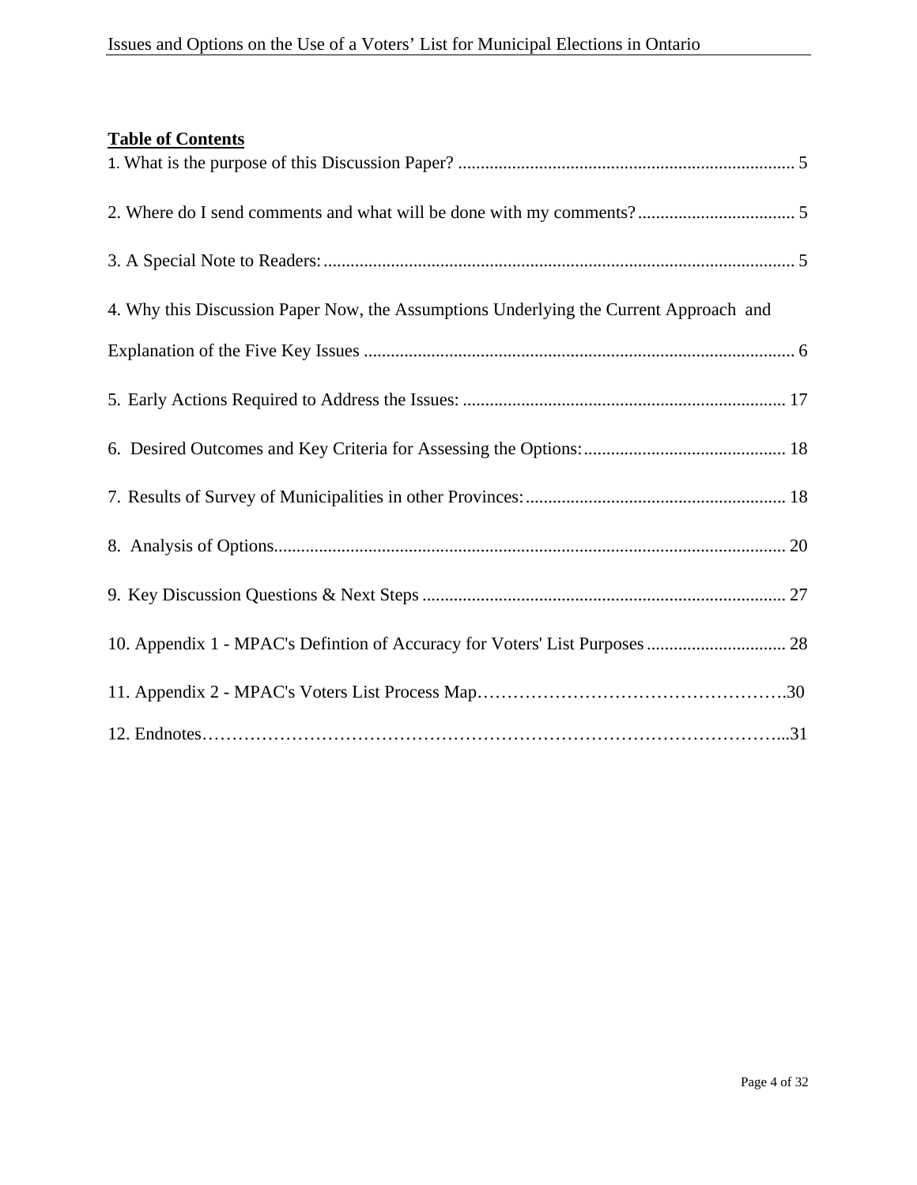**Table of Contents**

1. What is the purpose of this Discussion Paper? ........................................................................... 5

2. Where do I send comments and what will be done with my comments? ................................... 5

3. A Special Note to Readers: ......................................................................................................... 5

4. Why this Discussion Paper Now, the Assumptions Underlying the Current Approach and Explanation of the Five Key Issues ............................................................................................... 6

5. Early Actions Required to Address the Issues: ........................................................................ 17

6. Desired Outcomes and Key Criteria for Assessing the Options: ............................................. 18

7. Results of Survey of Municipalities in other Provinces: .......................................................... 18

8. Analysis of Options................................................................................................................. 20

9. Key Discussion Questions & Next Steps ................................................................................ 27

10. Appendix 1 - MPAC's Defintion of Accuracy for Voters' List Purposes ............................... 28

11. Appendix 2 - MPAC's Voters List Process Map…………………………………………….30

12. Endnotes…………………………………………………………………………………...31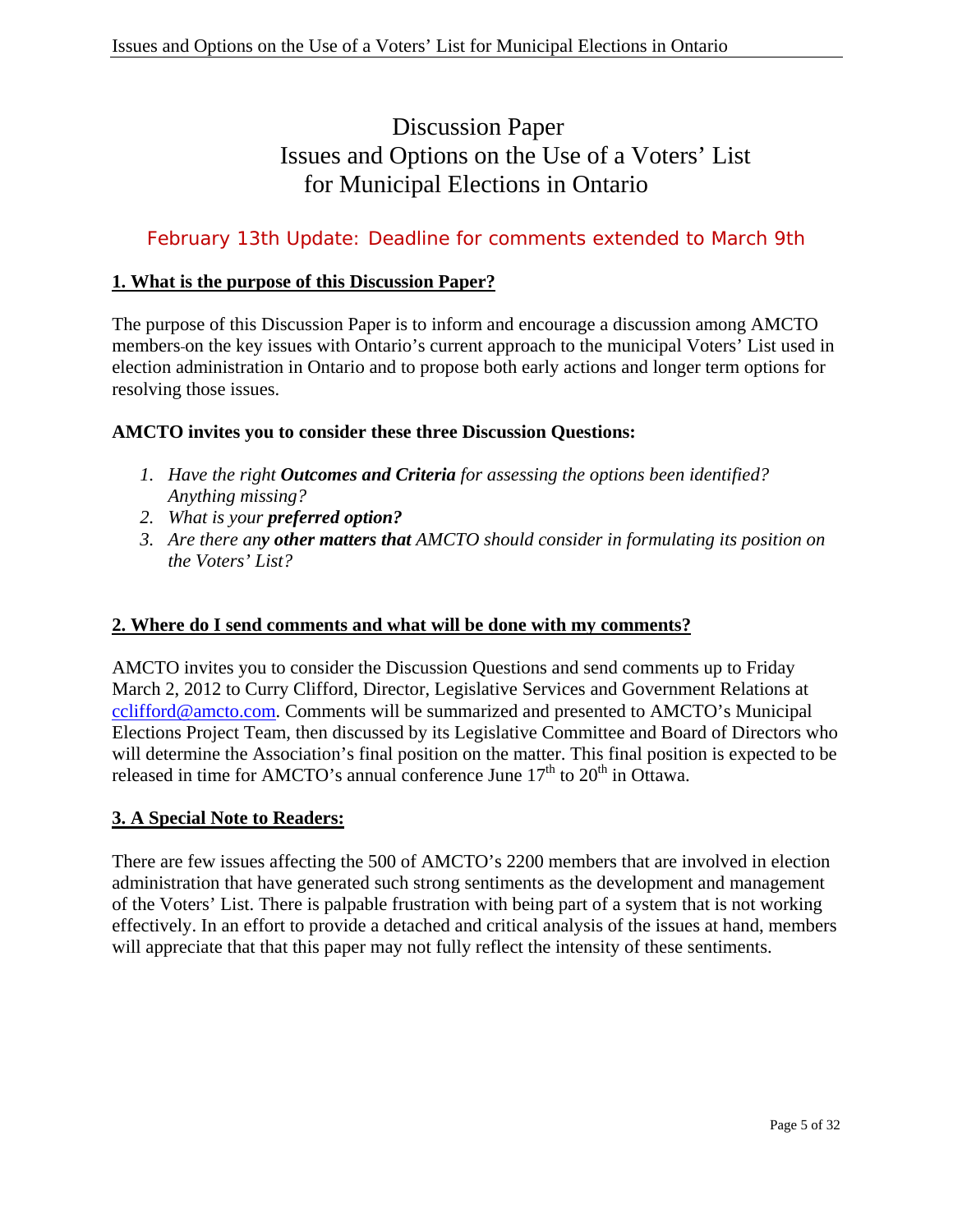# Discussion Paper
# Issues and Options on the Use of a Voters' List for Municipal Elections in Ontario

February 13th Update: Deadline for comments extended to March 9th

## 1. What is the purpose of this Discussion Paper?

The purpose of this Discussion Paper is to inform and encourage a discussion among AMCTO members on the key issues with Ontario's current approach to the municipal Voters' List used in election administration in Ontario and to propose both early actions and longer term options for resolving those issues.

**AMCTO invites you to consider these three Discussion Questions:**

1. *Have the right **Outcomes and Criteria** for assessing the options been identified? Anything missing?*
2. *What is your **preferred option?***
3. *Are there any **other matters that** AMCTO should consider in formulating its position on the Voters' List?*

## 2. Where do I send comments and what will be done with my comments?

AMCTO invites you to consider the Discussion Questions and send comments up to Friday March 2, 2012 to Curry Clifford, Director, Legislative Services and Government Relations at cclifford@amcto.com. Comments will be summarized and presented to AMCTO's Municipal Elections Project Team, then discussed by its Legislative Committee and Board of Directors who will determine the Association's final position on the matter. This final position is expected to be released in time for AMCTO's annual conference June 17th to 20th in Ottawa.

## 3. A Special Note to Readers:

There are few issues affecting the 500 of AMCTO's 2200 members that are involved in election administration that have generated such strong sentiments as the development and management of the Voters' List. There is palpable frustration with being part of a system that is not working effectively. In an effort to provide a detached and critical analysis of the issues at hand, members will appreciate that that this paper may not fully reflect the intensity of these sentiments.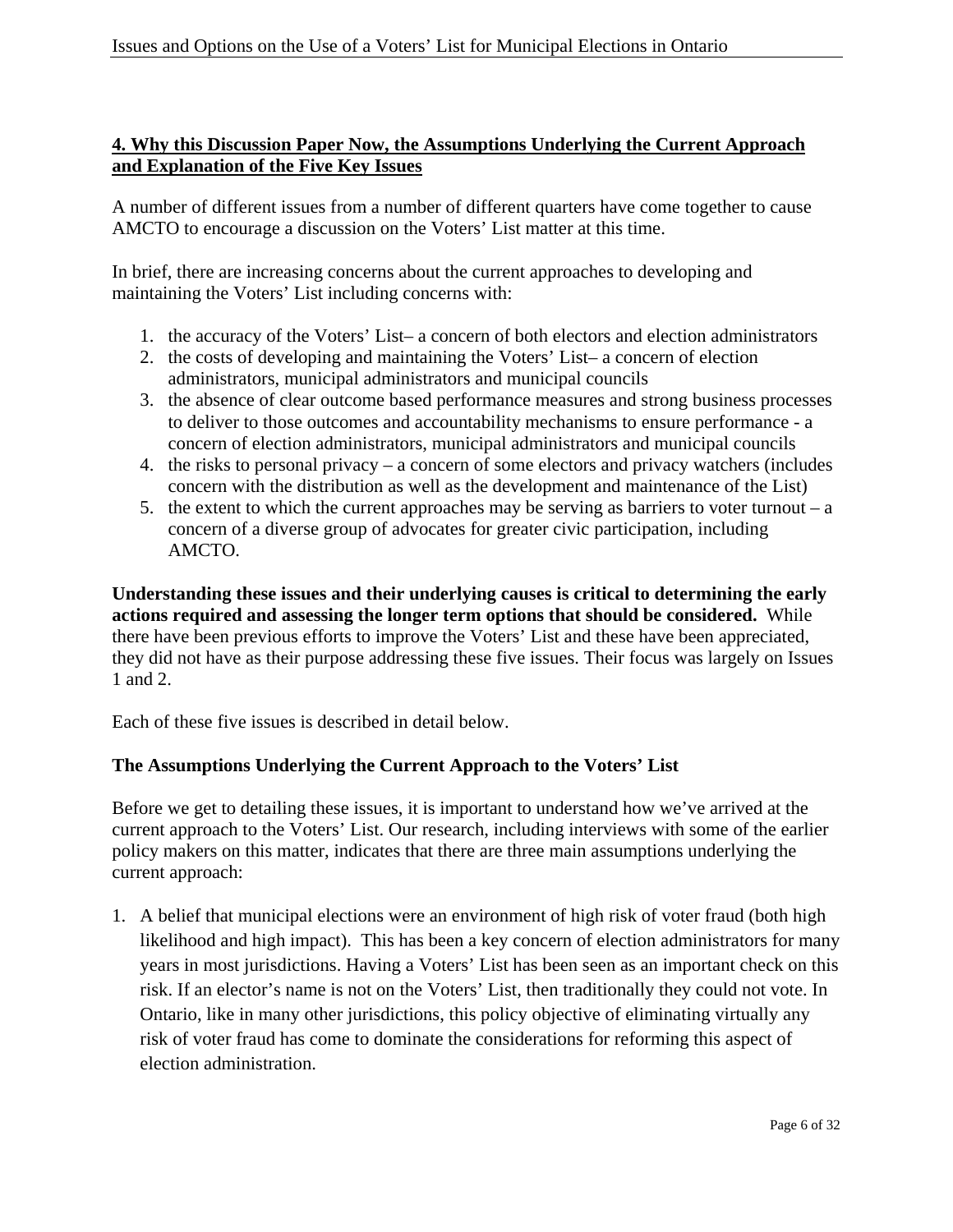## 4. Why this Discussion Paper Now, the Assumptions Underlying the Current Approach and Explanation of the Five Key Issues

A number of different issues from a number of different quarters have come together to cause AMCTO to encourage a discussion on the Voters' List matter at this time.

In brief, there are increasing concerns about the current approaches to developing and maintaining the Voters' List including concerns with:

1. the accuracy of the Voters' List– a concern of both electors and election administrators
2. the costs of developing and maintaining the Voters' List– a concern of election administrators, municipal administrators and municipal councils
3. the absence of clear outcome based performance measures and strong business processes to deliver to those outcomes and accountability mechanisms to ensure performance - a concern of election administrators, municipal administrators and municipal councils
4. the risks to personal privacy – a concern of some electors and privacy watchers (includes concern with the distribution as well as the development and maintenance of the List)
5. the extent to which the current approaches may be serving as barriers to voter turnout – a concern of a diverse group of advocates for greater civic participation, including AMCTO.

**Understanding these issues and their underlying causes is critical to determining the early actions required and assessing the longer term options that should be considered.** While there have been previous efforts to improve the Voters' List and these have been appreciated, they did not have as their purpose addressing these five issues. Their focus was largely on Issues 1 and 2.

Each of these five issues is described in detail below.

### The Assumptions Underlying the Current Approach to the Voters' List

Before we get to detailing these issues, it is important to understand how we've arrived at the current approach to the Voters' List. Our research, including interviews with some of the earlier policy makers on this matter, indicates that there are three main assumptions underlying the current approach:

1. A belief that municipal elections were an environment of high risk of voter fraud (both high likelihood and high impact). This has been a key concern of election administrators for many years in most jurisdictions. Having a Voters' List has been seen as an important check on this risk. If an elector's name is not on the Voters' List, then traditionally they could not vote. In Ontario, like in many other jurisdictions, this policy objective of eliminating virtually any risk of voter fraud has come to dominate the considerations for reforming this aspect of election administration.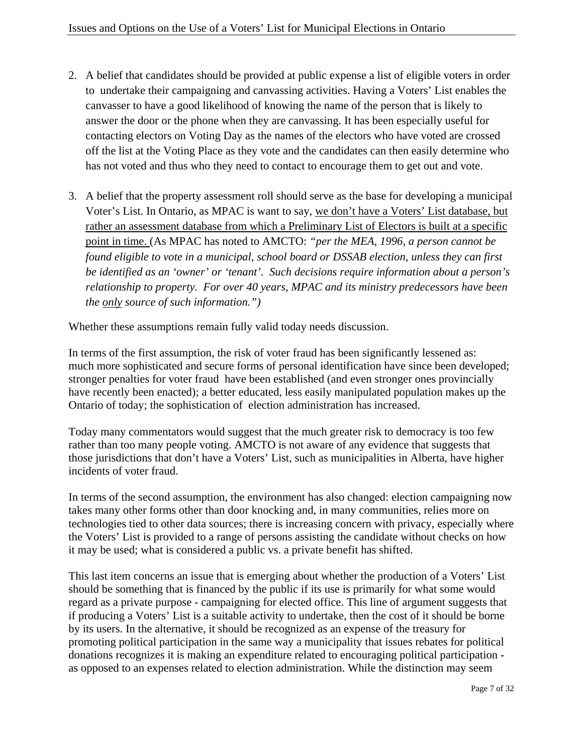2. A belief that candidates should be provided at public expense a list of eligible voters in order to undertake their campaigning and canvassing activities. Having a Voters' List enables the canvasser to have a good likelihood of knowing the name of the person that is likely to answer the door or the phone when they are canvassing. It has been especially useful for contacting electors on Voting Day as the names of the electors who have voted are crossed off the list at the Voting Place as they vote and the candidates can then easily determine who has not voted and thus who they need to contact to encourage them to get out and vote.

3. A belief that the property assessment roll should serve as the base for developing a municipal Voter's List. In Ontario, as MPAC is want to say, <u>we don't have a Voters' List database, but rather an assessment database from which a Preliminary List of Electors is built at a specific point in time.</u> (As MPAC has noted to AMCTO: *"per the MEA, 1996, a person cannot be found eligible to vote in a municipal, school board or DSSAB election, unless they can first be identified as an 'owner' or 'tenant'. Such decisions require information about a person's relationship to property. For over 40 years, MPAC and its ministry predecessors have been the <u>only</u> source of such information.")*

Whether these assumptions remain fully valid today needs discussion.

In terms of the first assumption, the risk of voter fraud has been significantly lessened as: much more sophisticated and secure forms of personal identification have since been developed; stronger penalties for voter fraud have been established (and even stronger ones provincially have recently been enacted); a better educated, less easily manipulated population makes up the Ontario of today; the sophistication of election administration has increased.

Today many commentators would suggest that the much greater risk to democracy is too few rather than too many people voting. AMCTO is not aware of any evidence that suggests that those jurisdictions that don't have a Voters' List, such as municipalities in Alberta, have higher incidents of voter fraud.

In terms of the second assumption, the environment has also changed: election campaigning now takes many other forms other than door knocking and, in many communities, relies more on technologies tied to other data sources; there is increasing concern with privacy, especially where the Voters' List is provided to a range of persons assisting the candidate without checks on how it may be used; what is considered a public vs. a private benefit has shifted.

This last item concerns an issue that is emerging about whether the production of a Voters' List should be something that is financed by the public if its use is primarily for what some would regard as a private purpose - campaigning for elected office. This line of argument suggests that if producing a Voters' List is a suitable activity to undertake, then the cost of it should be borne by its users. In the alternative, it should be recognized as an expense of the treasury for promoting political participation in the same way a municipality that issues rebates for political donations recognizes it is making an expenditure related to encouraging political participation - as opposed to an expenses related to election administration. While the distinction may seem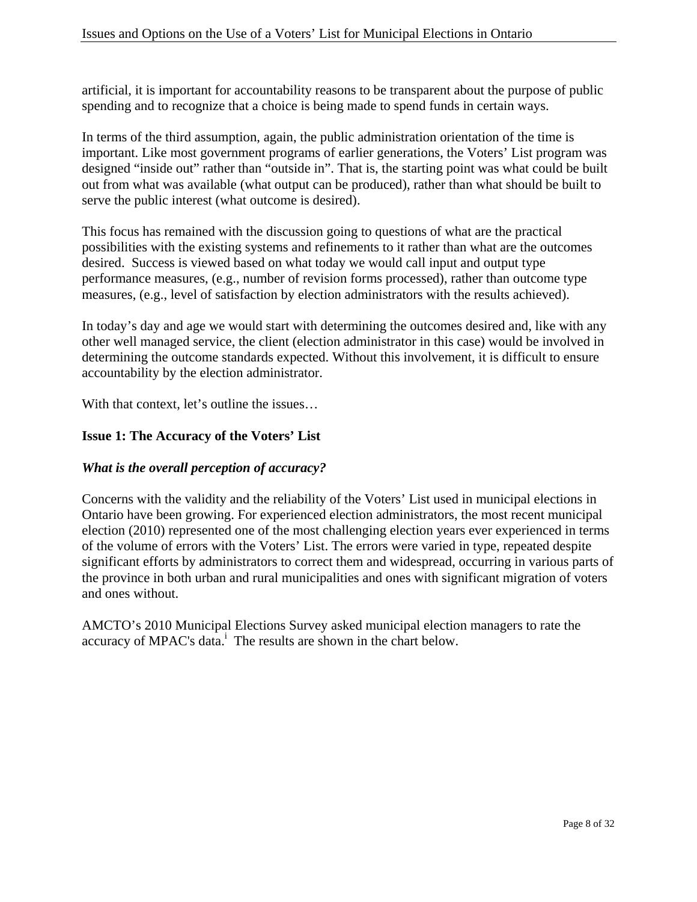artificial, it is important for accountability reasons to be transparent about the purpose of public spending and to recognize that a choice is being made to spend funds in certain ways.

In terms of the third assumption, again, the public administration orientation of the time is important. Like most government programs of earlier generations, the Voters' List program was designed "inside out" rather than "outside in". That is, the starting point was what could be built out from what was available (what output can be produced), rather than what should be built to serve the public interest (what outcome is desired).

This focus has remained with the discussion going to questions of what are the practical possibilities with the existing systems and refinements to it rather than what are the outcomes desired. Success is viewed based on what today we would call input and output type performance measures, (e.g., number of revision forms processed), rather than outcome type measures, (e.g., level of satisfaction by election administrators with the results achieved).

In today's day and age we would start with determining the outcomes desired and, like with any other well managed service, the client (election administrator in this case) would be involved in determining the outcome standards expected. Without this involvement, it is difficult to ensure accountability by the election administrator.

With that context, let's outline the issues…

**Issue 1: The Accuracy of the Voters' List**

***What is the overall perception of accuracy?***

Concerns with the validity and the reliability of the Voters' List used in municipal elections in Ontario have been growing. For experienced election administrators, the most recent municipal election (2010) represented one of the most challenging election years ever experienced in terms of the volume of errors with the Voters' List. The errors were varied in type, repeated despite significant efforts by administrators to correct them and widespread, occurring in various parts of the province in both urban and rural municipalities and ones with significant migration of voters and ones without.

AMCTO's 2010 Municipal Elections Survey asked municipal election managers to rate the accuracy of MPAC's data.[i] The results are shown in the chart below.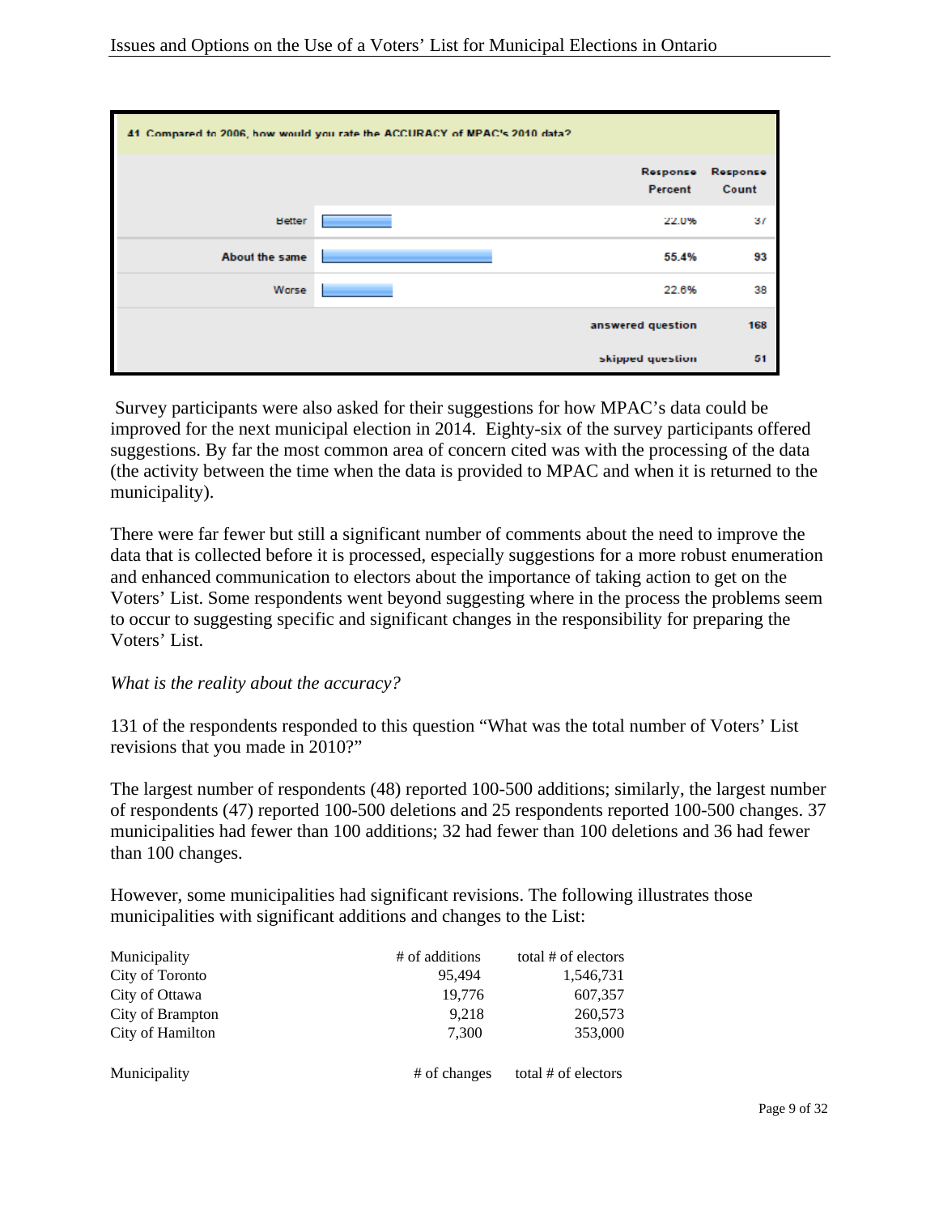| 41. Compared to 2006, how would you rate the ACCURACY of MPAC's 2010 data? | Response Percent | Response Count |
|---|---|---|
| Better | 22.0% | 37 |
| About the same | 55.4% | 93 |
| Worse | 22.6% | 38 |
| answered question | | 168 |
| skipped question | | 51 |

Survey participants were also asked for their suggestions for how MPAC's data could be improved for the next municipal election in 2014. Eighty-six of the survey participants offered suggestions. By far the most common area of concern cited was with the processing of the data (the activity between the time when the data is provided to MPAC and when it is returned to the municipality).

There were far fewer but still a significant number of comments about the need to improve the data that is collected before it is processed, especially suggestions for a more robust enumeration and enhanced communication to electors about the importance of taking action to get on the Voters' List. Some respondents went beyond suggesting where in the process the problems seem to occur to suggesting specific and significant changes in the responsibility for preparing the Voters' List.

*What is the reality about the accuracy?*

131 of the respondents responded to this question "What was the total number of Voters' List revisions that you made in 2010?"

The largest number of respondents (48) reported 100-500 additions; similarly, the largest number of respondents (47) reported 100-500 deletions and 25 respondents reported 100-500 changes. 37 municipalities had fewer than 100 additions; 32 had fewer than 100 deletions and 36 had fewer than 100 changes.

However, some municipalities had significant revisions. The following illustrates those municipalities with significant additions and changes to the List:

| Municipality | # of additions | total # of electors |
|---|---|---|
| City of Toronto | 95,494 | 1,546,731 |
| City of Ottawa | 19,776 | 607,357 |
| City of Brampton | 9,218 | 260,573 |
| City of Hamilton | 7,300 | 353,000 |

| Municipality | # of changes | total # of electors |
|---|---|---|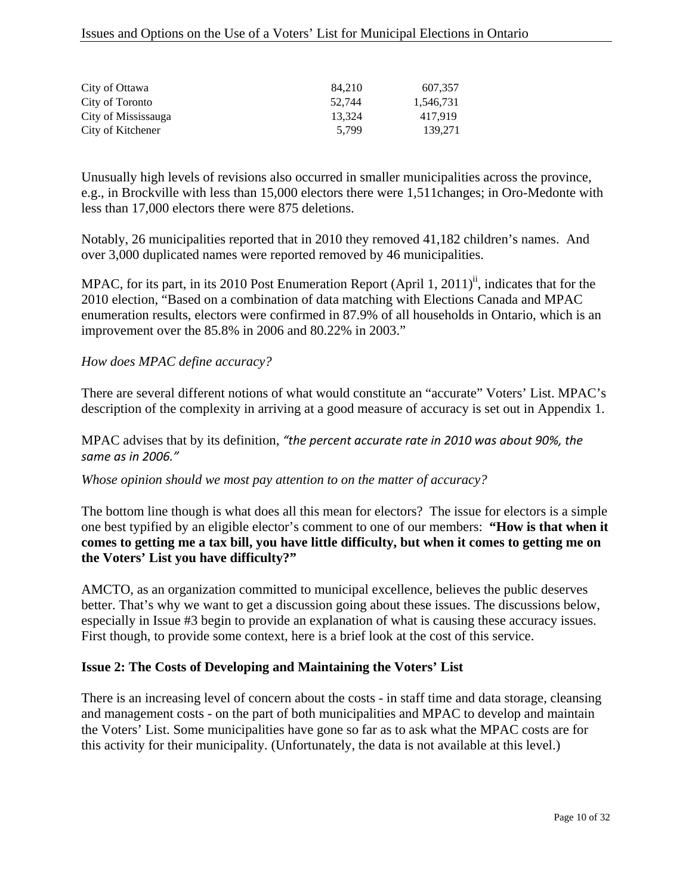| | | |
|---|---|---|
| City of Ottawa | 84,210 | 607,357 |
| City of Toronto | 52,744 | 1,546,731 |
| City of Mississauga | 13,324 | 417,919 |
| City of Kitchener | 5,799 | 139,271 |

Unusually high levels of revisions also occurred in smaller municipalities across the province, e.g., in Brockville with less than 15,000 electors there were 1,511changes; in Oro-Medonte with less than 17,000 electors there were 875 deletions.

Notably, 26 municipalities reported that in 2010 they removed 41,182 children's names. And over 3,000 duplicated names were reported removed by 46 municipalities.

MPAC, for its part, in its 2010 Post Enumeration Report (April 1, 2011)[ii], indicates that for the 2010 election, "Based on a combination of data matching with Elections Canada and MPAC enumeration results, electors were confirmed in 87.9% of all households in Ontario, which is an improvement over the 85.8% in 2006 and 80.22% in 2003."

*How does MPAC define accuracy?*

There are several different notions of what would constitute an "accurate" Voters' List. MPAC's description of the complexity in arriving at a good measure of accuracy is set out in Appendix 1.

MPAC advises that by its definition, *"the percent accurate rate in 2010 was about 90%, the same as in 2006."*

*Whose opinion should we most pay attention to on the matter of accuracy?*

The bottom line though is what does all this mean for electors? The issue for electors is a simple one best typified by an eligible elector's comment to one of our members: **"How is that when it comes to getting me a tax bill, you have little difficulty, but when it comes to getting me on the Voters' List you have difficulty?"**

AMCTO, as an organization committed to municipal excellence, believes the public deserves better. That's why we want to get a discussion going about these issues. The discussions below, especially in Issue #3 begin to provide an explanation of what is causing these accuracy issues. First though, to provide some context, here is a brief look at the cost of this service.

**Issue 2: The Costs of Developing and Maintaining the Voters' List**

There is an increasing level of concern about the costs - in staff time and data storage, cleansing and management costs - on the part of both municipalities and MPAC to develop and maintain the Voters' List. Some municipalities have gone so far as to ask what the MPAC costs are for this activity for their municipality. (Unfortunately, the data is not available at this level.)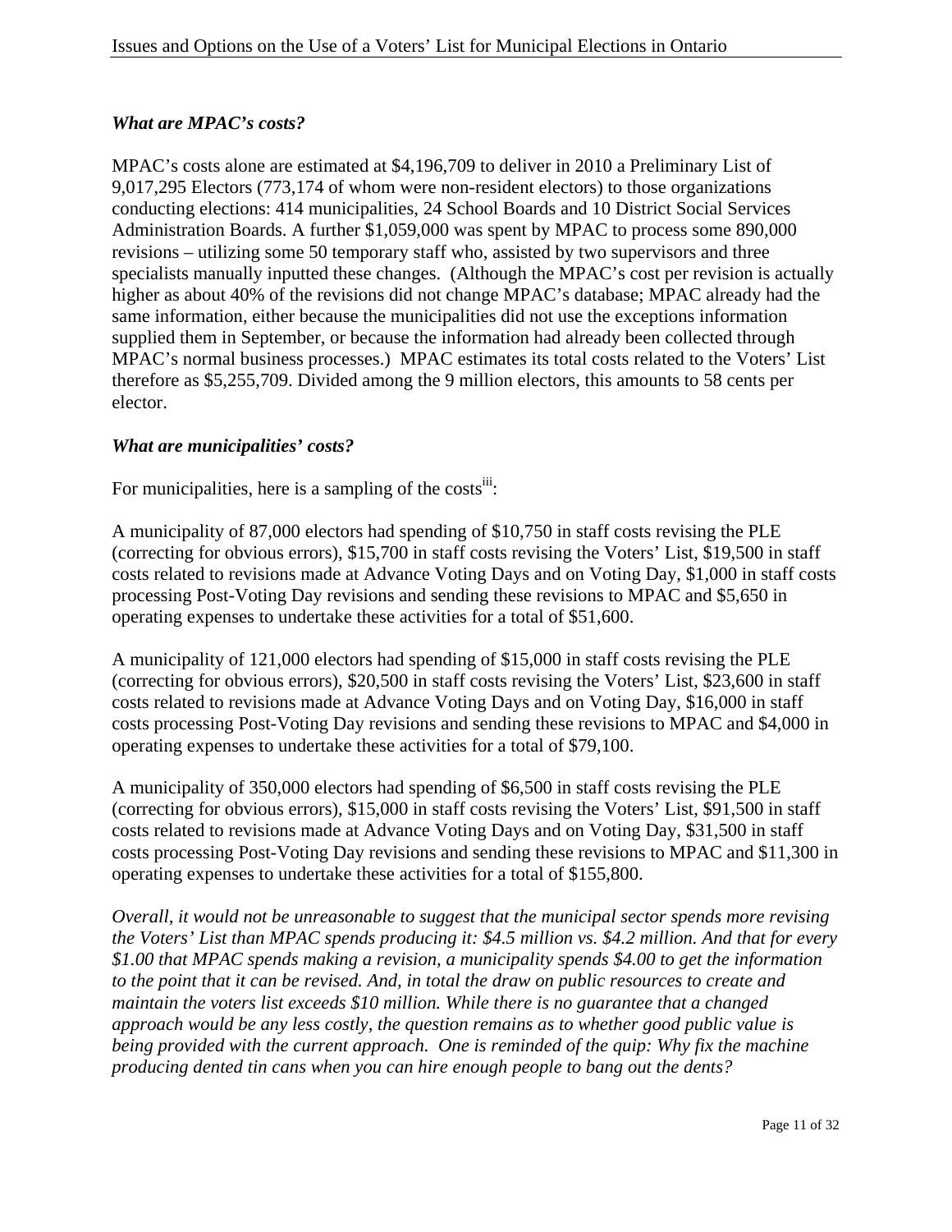### *What are MPAC's costs?*

MPAC's costs alone are estimated at $4,196,709 to deliver in 2010 a Preliminary List of 9,017,295 Electors (773,174 of whom were non-resident electors) to those organizations conducting elections: 414 municipalities, 24 School Boards and 10 District Social Services Administration Boards. A further $1,059,000 was spent by MPAC to process some 890,000 revisions – utilizing some 50 temporary staff who, assisted by two supervisors and three specialists manually inputted these changes. (Although the MPAC's cost per revision is actually higher as about 40% of the revisions did not change MPAC's database; MPAC already had the same information, either because the municipalities did not use the exceptions information supplied them in September, or because the information had already been collected through MPAC's normal business processes.) MPAC estimates its total costs related to the Voters' List therefore as $5,255,709. Divided among the 9 million electors, this amounts to 58 cents per elector.

### *What are municipalities' costs?*

For municipalities, here is a sampling of the costs[iii]:

A municipality of 87,000 electors had spending of $10,750 in staff costs revising the PLE (correcting for obvious errors), $15,700 in staff costs revising the Voters' List, $19,500 in staff costs related to revisions made at Advance Voting Days and on Voting Day, $1,000 in staff costs processing Post-Voting Day revisions and sending these revisions to MPAC and $5,650 in operating expenses to undertake these activities for a total of $51,600.

A municipality of 121,000 electors had spending of $15,000 in staff costs revising the PLE (correcting for obvious errors), $20,500 in staff costs revising the Voters' List, $23,600 in staff costs related to revisions made at Advance Voting Days and on Voting Day, $16,000 in staff costs processing Post-Voting Day revisions and sending these revisions to MPAC and $4,000 in operating expenses to undertake these activities for a total of $79,100.

A municipality of 350,000 electors had spending of $6,500 in staff costs revising the PLE (correcting for obvious errors), $15,000 in staff costs revising the Voters' List, $91,500 in staff costs related to revisions made at Advance Voting Days and on Voting Day, $31,500 in staff costs processing Post-Voting Day revisions and sending these revisions to MPAC and $11,300 in operating expenses to undertake these activities for a total of $155,800.

*Overall, it would not be unreasonable to suggest that the municipal sector spends more revising the Voters' List than MPAC spends producing it: $4.5 million vs. $4.2 million. And that for every $1.00 that MPAC spends making a revision, a municipality spends $4.00 to get the information to the point that it can be revised. And, in total the draw on public resources to create and maintain the voters list exceeds $10 million. While there is no guarantee that a changed approach would be any less costly, the question remains as to whether good public value is being provided with the current approach. One is reminded of the quip: Why fix the machine producing dented tin cans when you can hire enough people to bang out the dents?*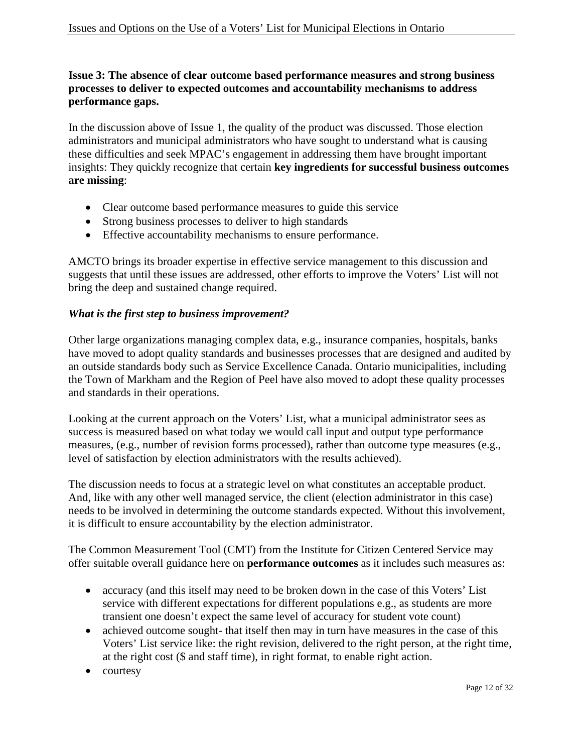**Issue 3: The absence of clear outcome based performance measures and strong business processes to deliver to expected outcomes and accountability mechanisms to address performance gaps.**

In the discussion above of Issue 1, the quality of the product was discussed. Those election administrators and municipal administrators who have sought to understand what is causing these difficulties and seek MPAC's engagement in addressing them have brought important insights: They quickly recognize that certain **key ingredients for successful business outcomes are missing**:

- Clear outcome based performance measures to guide this service
- Strong business processes to deliver to high standards
- Effective accountability mechanisms to ensure performance.

AMCTO brings its broader expertise in effective service management to this discussion and suggests that until these issues are addressed, other efforts to improve the Voters' List will not bring the deep and sustained change required.

***What is the first step to business improvement?***

Other large organizations managing complex data, e.g., insurance companies, hospitals, banks have moved to adopt quality standards and businesses processes that are designed and audited by an outside standards body such as Service Excellence Canada. Ontario municipalities, including the Town of Markham and the Region of Peel have also moved to adopt these quality processes and standards in their operations.

Looking at the current approach on the Voters' List, what a municipal administrator sees as success is measured based on what today we would call input and output type performance measures, (e.g., number of revision forms processed), rather than outcome type measures (e.g., level of satisfaction by election administrators with the results achieved).

The discussion needs to focus at a strategic level on what constitutes an acceptable product. And, like with any other well managed service, the client (election administrator in this case) needs to be involved in determining the outcome standards expected. Without this involvement, it is difficult to ensure accountability by the election administrator.

The Common Measurement Tool (CMT) from the Institute for Citizen Centered Service may offer suitable overall guidance here on **performance outcomes** as it includes such measures as:

- accuracy (and this itself may need to be broken down in the case of this Voters' List service with different expectations for different populations e.g., as students are more transient one doesn't expect the same level of accuracy for student vote count)
- achieved outcome sought- that itself then may in turn have measures in the case of this Voters' List service like: the right revision, delivered to the right person, at the right time, at the right cost ($ and staff time), in right format, to enable right action.
- courtesy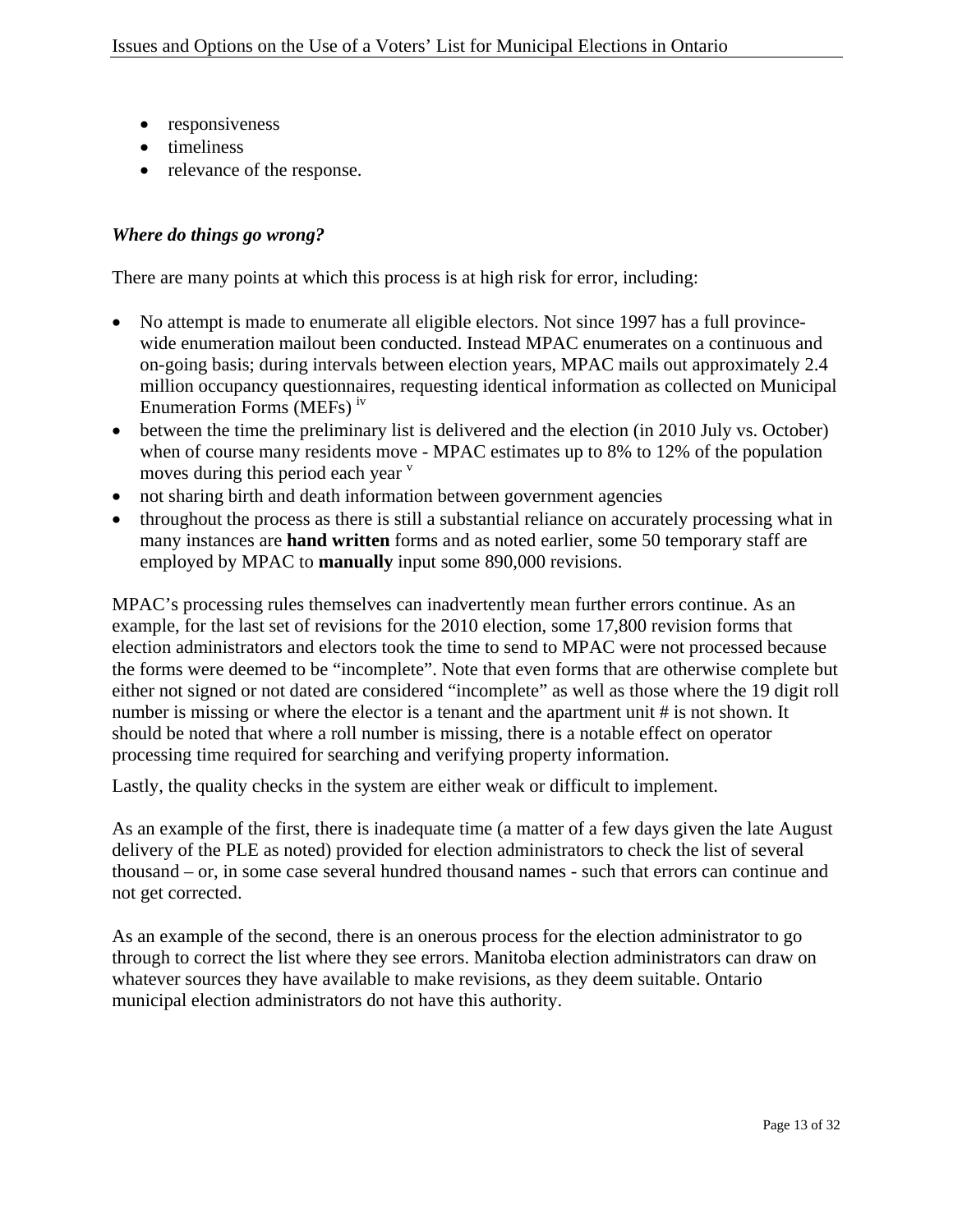- responsiveness
- timeliness
- relevance of the response.

*Where do things go wrong?*

There are many points at which this process is at high risk for error, including:

- No attempt is made to enumerate all eligible electors. Not since 1997 has a full province-wide enumeration mailout been conducted. Instead MPAC enumerates on a continuous and on-going basis; during intervals between election years, MPAC mails out approximately 2.4 million occupancy questionnaires, requesting identical information as collected on Municipal Enumeration Forms (MEFs) [iv]
- between the time the preliminary list is delivered and the election (in 2010 July vs. October) when of course many residents move - MPAC estimates up to 8% to 12% of the population moves during this period each year [v]
- not sharing birth and death information between government agencies
- throughout the process as there is still a substantial reliance on accurately processing what in many instances are **hand written** forms and as noted earlier, some 50 temporary staff are employed by MPAC to **manually** input some 890,000 revisions.

MPAC's processing rules themselves can inadvertently mean further errors continue. As an example, for the last set of revisions for the 2010 election, some 17,800 revision forms that election administrators and electors took the time to send to MPAC were not processed because the forms were deemed to be "incomplete". Note that even forms that are otherwise complete but either not signed or not dated are considered "incomplete" as well as those where the 19 digit roll number is missing or where the elector is a tenant and the apartment unit # is not shown. It should be noted that where a roll number is missing, there is a notable effect on operator processing time required for searching and verifying property information.

Lastly, the quality checks in the system are either weak or difficult to implement.

As an example of the first, there is inadequate time (a matter of a few days given the late August delivery of the PLE as noted) provided for election administrators to check the list of several thousand – or, in some case several hundred thousand names - such that errors can continue and not get corrected.

As an example of the second, there is an onerous process for the election administrator to go through to correct the list where they see errors. Manitoba election administrators can draw on whatever sources they have available to make revisions, as they deem suitable. Ontario municipal election administrators do not have this authority.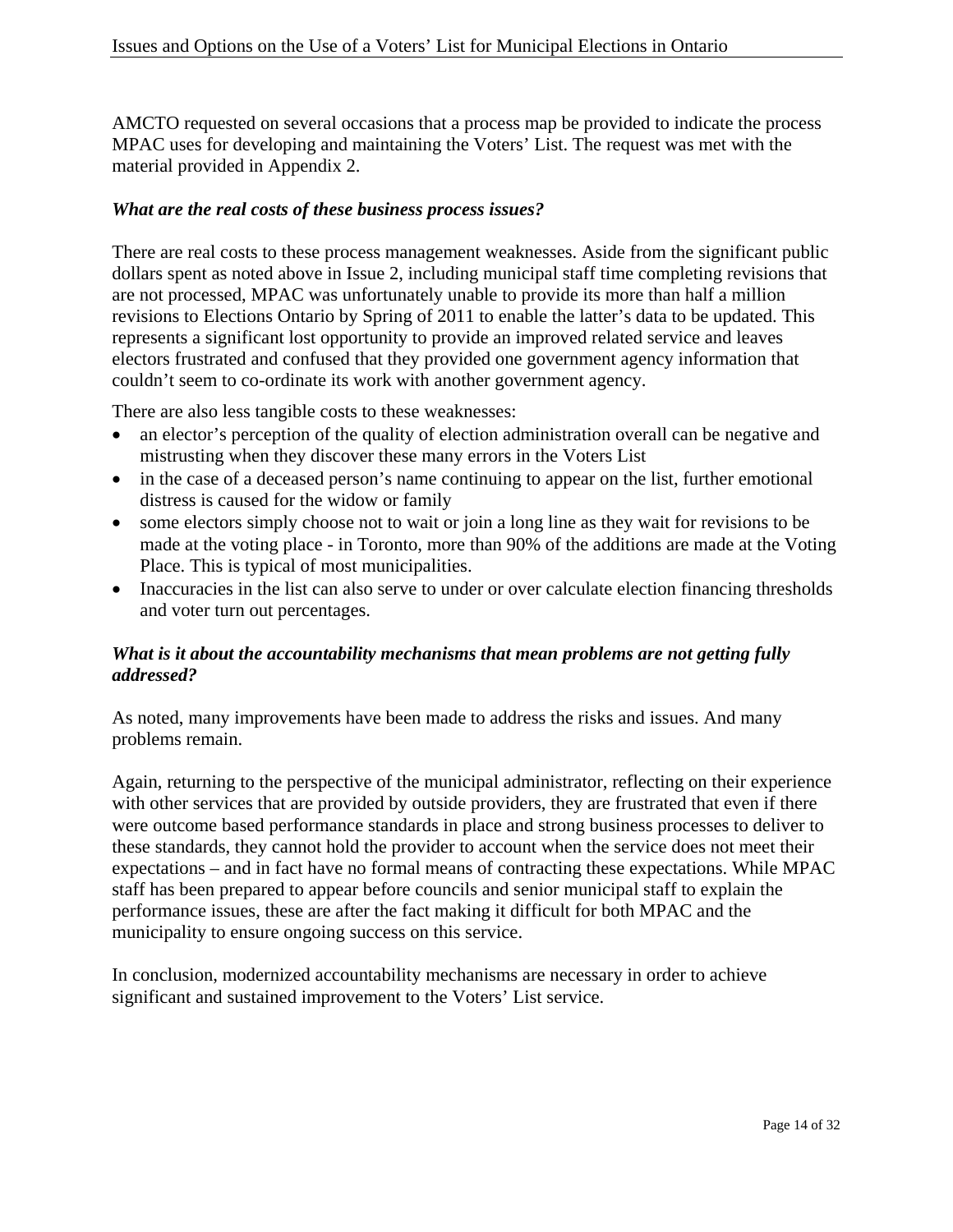AMCTO requested on several occasions that a process map be provided to indicate the process MPAC uses for developing and maintaining the Voters' List. The request was met with the material provided in Appendix 2.

***What are the real costs of these business process issues?***

There are real costs to these process management weaknesses. Aside from the significant public dollars spent as noted above in Issue 2, including municipal staff time completing revisions that are not processed, MPAC was unfortunately unable to provide its more than half a million revisions to Elections Ontario by Spring of 2011 to enable the latter's data to be updated. This represents a significant lost opportunity to provide an improved related service and leaves electors frustrated and confused that they provided one government agency information that couldn't seem to co-ordinate its work with another government agency.

There are also less tangible costs to these weaknesses:

- an elector's perception of the quality of election administration overall can be negative and mistrusting when they discover these many errors in the Voters List
- in the case of a deceased person's name continuing to appear on the list, further emotional distress is caused for the widow or family
- some electors simply choose not to wait or join a long line as they wait for revisions to be made at the voting place - in Toronto, more than 90% of the additions are made at the Voting Place. This is typical of most municipalities.
- Inaccuracies in the list can also serve to under or over calculate election financing thresholds and voter turn out percentages.

***What is it about the accountability mechanisms that mean problems are not getting fully addressed?***

As noted, many improvements have been made to address the risks and issues. And many problems remain.

Again, returning to the perspective of the municipal administrator, reflecting on their experience with other services that are provided by outside providers, they are frustrated that even if there were outcome based performance standards in place and strong business processes to deliver to these standards, they cannot hold the provider to account when the service does not meet their expectations – and in fact have no formal means of contracting these expectations. While MPAC staff has been prepared to appear before councils and senior municipal staff to explain the performance issues, these are after the fact making it difficult for both MPAC and the municipality to ensure ongoing success on this service.

In conclusion, modernized accountability mechanisms are necessary in order to achieve significant and sustained improvement to the Voters' List service.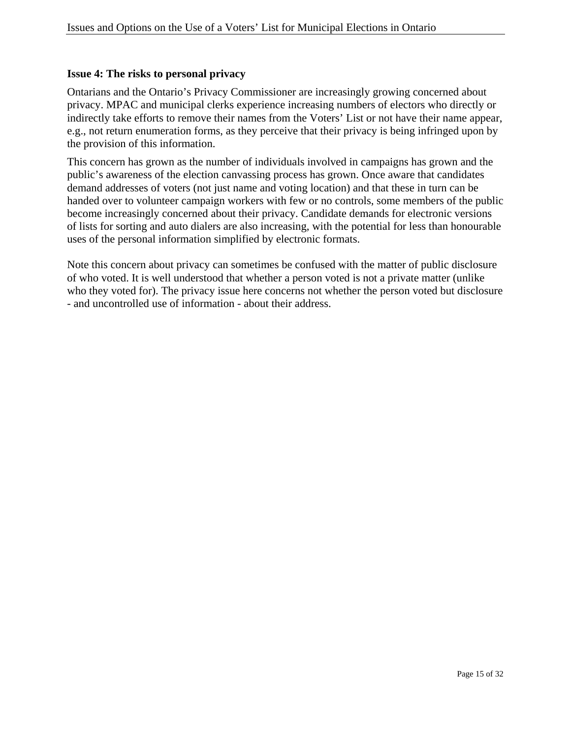### Issue 4: The risks to personal privacy

Ontarians and the Ontario's Privacy Commissioner are increasingly growing concerned about privacy. MPAC and municipal clerks experience increasing numbers of electors who directly or indirectly take efforts to remove their names from the Voters' List or not have their name appear, e.g., not return enumeration forms, as they perceive that their privacy is being infringed upon by the provision of this information.

This concern has grown as the number of individuals involved in campaigns has grown and the public's awareness of the election canvassing process has grown. Once aware that candidates demand addresses of voters (not just name and voting location) and that these in turn can be handed over to volunteer campaign workers with few or no controls, some members of the public become increasingly concerned about their privacy. Candidate demands for electronic versions of lists for sorting and auto dialers are also increasing, with the potential for less than honourable uses of the personal information simplified by electronic formats.

Note this concern about privacy can sometimes be confused with the matter of public disclosure of who voted. It is well understood that whether a person voted is not a private matter (unlike who they voted for). The privacy issue here concerns not whether the person voted but disclosure - and uncontrolled use of information - about their address.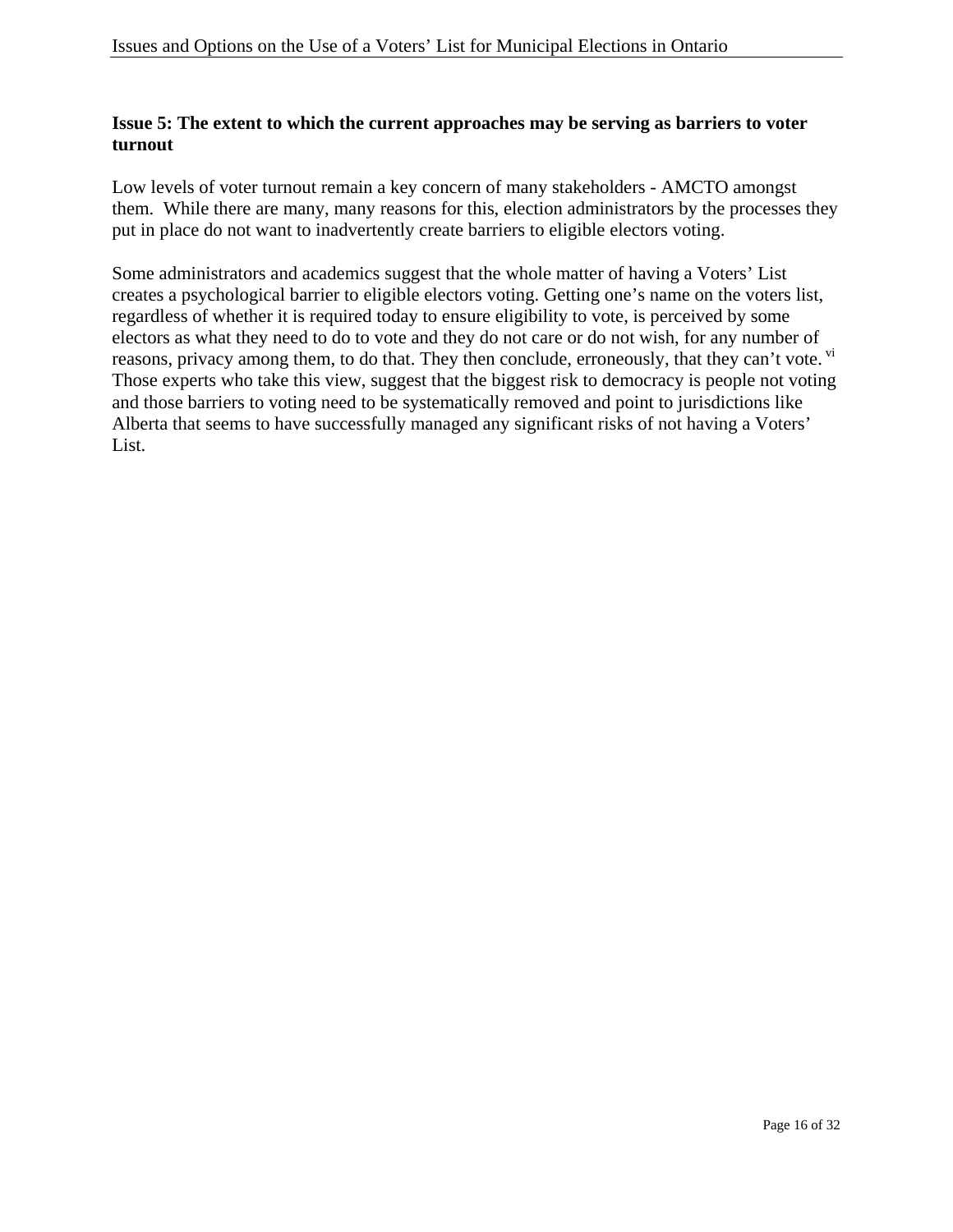**Issue 5: The extent to which the current approaches may be serving as barriers to voter turnout**

Low levels of voter turnout remain a key concern of many stakeholders - AMCTO amongst them. While there are many, many reasons for this, election administrators by the processes they put in place do not want to inadvertently create barriers to eligible electors voting.

Some administrators and academics suggest that the whole matter of having a Voters' List creates a psychological barrier to eligible electors voting. Getting one's name on the voters list, regardless of whether it is required today to ensure eligibility to vote, is perceived by some electors as what they need to do to vote and they do not care or do not wish, for any number of reasons, privacy among them, to do that. They then conclude, erroneously, that they can't vote. [vi] Those experts who take this view, suggest that the biggest risk to democracy is people not voting and those barriers to voting need to be systematically removed and point to jurisdictions like Alberta that seems to have successfully managed any significant risks of not having a Voters' List.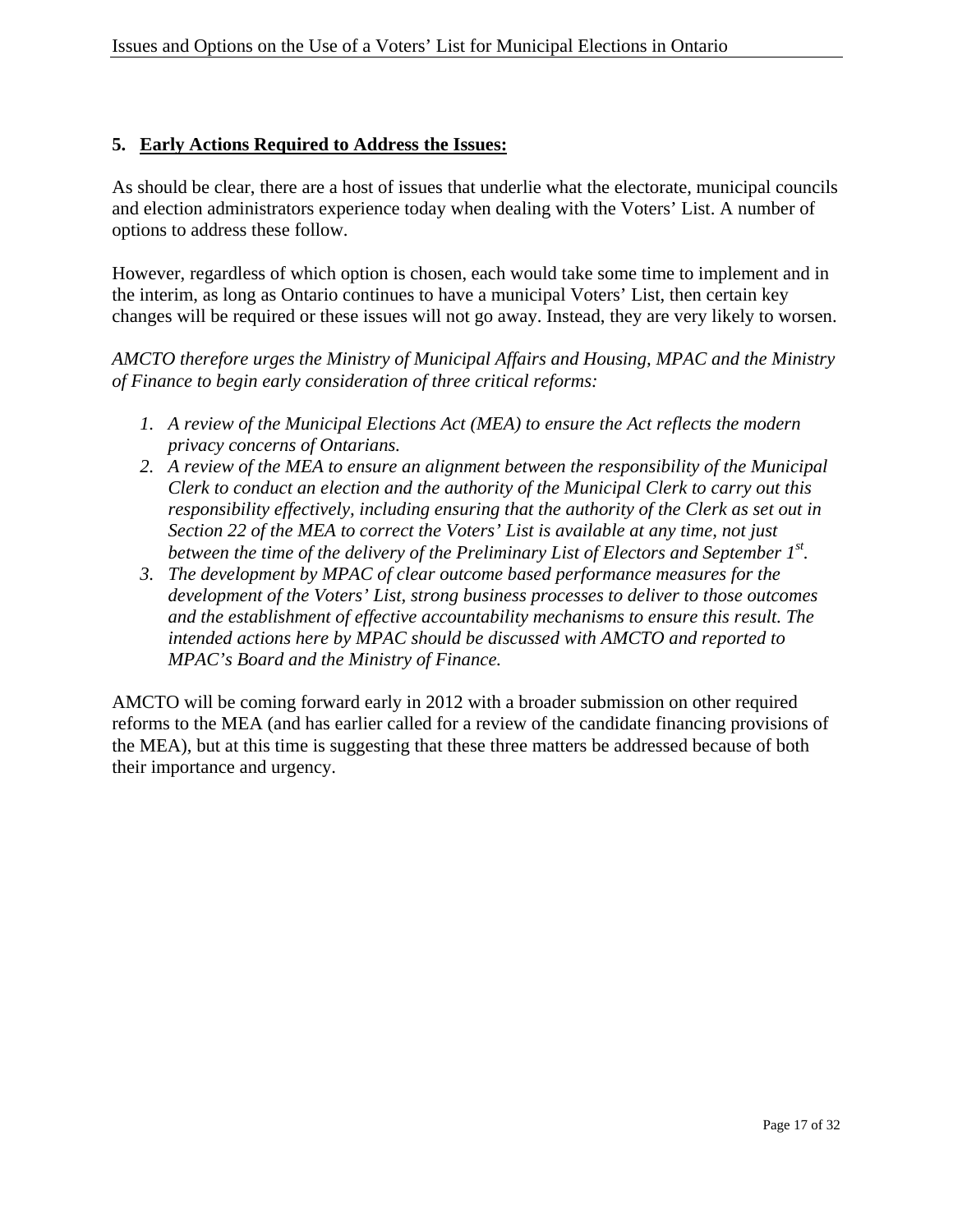## 5. Early Actions Required to Address the Issues:

As should be clear, there are a host of issues that underlie what the electorate, municipal councils and election administrators experience today when dealing with the Voters' List. A number of options to address these follow.

However, regardless of which option is chosen, each would take some time to implement and in the interim, as long as Ontario continues to have a municipal Voters' List, then certain key changes will be required or these issues will not go away. Instead, they are very likely to worsen.

*AMCTO therefore urges the Ministry of Municipal Affairs and Housing, MPAC and the Ministry of Finance to begin early consideration of three critical reforms:*

1. *A review of the Municipal Elections Act (MEA) to ensure the Act reflects the modern privacy concerns of Ontarians.*
2. *A review of the MEA to ensure an alignment between the responsibility of the Municipal Clerk to conduct an election and the authority of the Municipal Clerk to carry out this responsibility effectively, including ensuring that the authority of the Clerk as set out in Section 22 of the MEA to correct the Voters' List is available at any time, not just between the time of the delivery of the Preliminary List of Electors and September 1st.*
3. *The development by MPAC of clear outcome based performance measures for the development of the Voters' List, strong business processes to deliver to those outcomes and the establishment of effective accountability mechanisms to ensure this result. The intended actions here by MPAC should be discussed with AMCTO and reported to MPAC's Board and the Ministry of Finance.*

AMCTO will be coming forward early in 2012 with a broader submission on other required reforms to the MEA (and has earlier called for a review of the candidate financing provisions of the MEA), but at this time is suggesting that these three matters be addressed because of both their importance and urgency.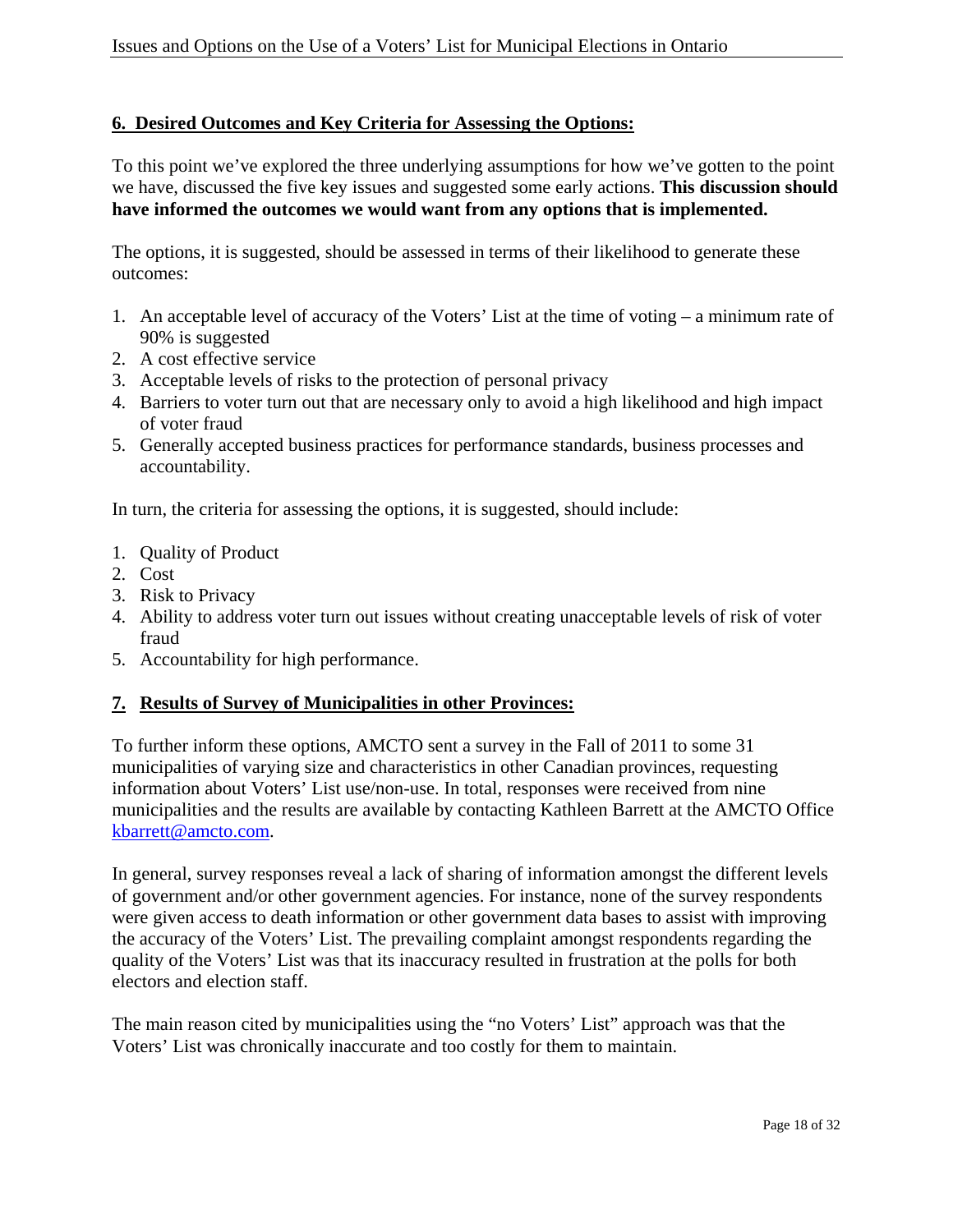## 6. Desired Outcomes and Key Criteria for Assessing the Options:

To this point we've explored the three underlying assumptions for how we've gotten to the point we have, discussed the five key issues and suggested some early actions. **This discussion should have informed the outcomes we would want from any options that is implemented.**

The options, it is suggested, should be assessed in terms of their likelihood to generate these outcomes:

1. An acceptable level of accuracy of the Voters' List at the time of voting – a minimum rate of 90% is suggested
2. A cost effective service
3. Acceptable levels of risks to the protection of personal privacy
4. Barriers to voter turn out that are necessary only to avoid a high likelihood and high impact of voter fraud
5. Generally accepted business practices for performance standards, business processes and accountability.

In turn, the criteria for assessing the options, it is suggested, should include:

1. Quality of Product
2. Cost
3. Risk to Privacy
4. Ability to address voter turn out issues without creating unacceptable levels of risk of voter fraud
5. Accountability for high performance.

## 7. Results of Survey of Municipalities in other Provinces:

To further inform these options, AMCTO sent a survey in the Fall of 2011 to some 31 municipalities of varying size and characteristics in other Canadian provinces, requesting information about Voters' List use/non-use. In total, responses were received from nine municipalities and the results are available by contacting Kathleen Barrett at the AMCTO Office kbarrett@amcto.com.

In general, survey responses reveal a lack of sharing of information amongst the different levels of government and/or other government agencies. For instance, none of the survey respondents were given access to death information or other government data bases to assist with improving the accuracy of the Voters' List. The prevailing complaint amongst respondents regarding the quality of the Voters' List was that its inaccuracy resulted in frustration at the polls for both electors and election staff.

The main reason cited by municipalities using the "no Voters' List" approach was that the Voters' List was chronically inaccurate and too costly for them to maintain.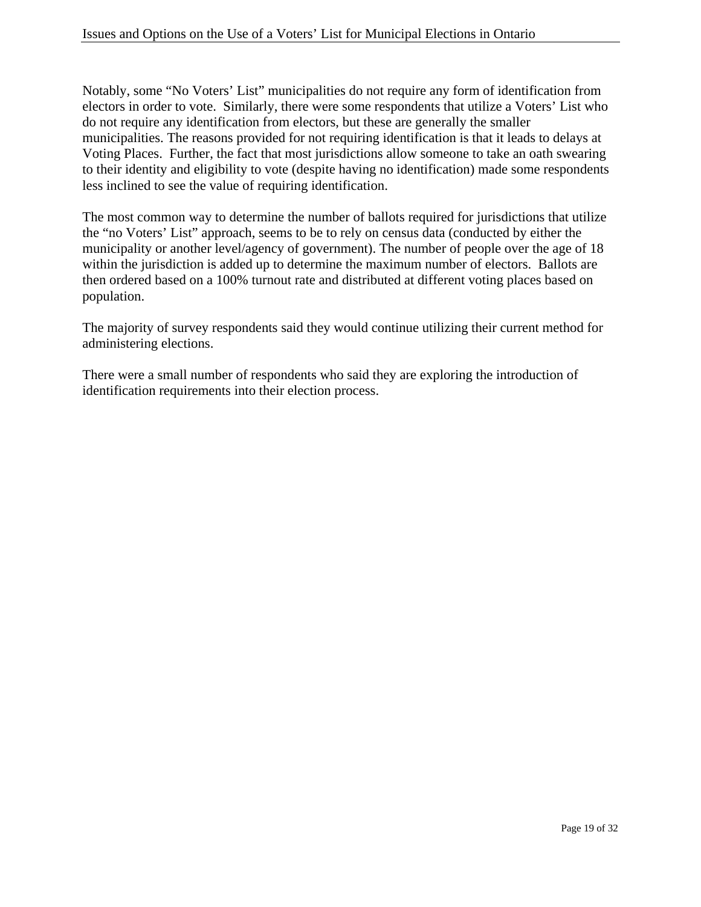Notably, some “No Voters’ List” municipalities do not require any form of identification from electors in order to vote. Similarly, there were some respondents that utilize a Voters’ List who do not require any identification from electors, but these are generally the smaller municipalities. The reasons provided for not requiring identification is that it leads to delays at Voting Places. Further, the fact that most jurisdictions allow someone to take an oath swearing to their identity and eligibility to vote (despite having no identification) made some respondents less inclined to see the value of requiring identification.

The most common way to determine the number of ballots required for jurisdictions that utilize the “no Voters’ List” approach, seems to be to rely on census data (conducted by either the municipality or another level/agency of government). The number of people over the age of 18 within the jurisdiction is added up to determine the maximum number of electors. Ballots are then ordered based on a 100% turnout rate and distributed at different voting places based on population.

The majority of survey respondents said they would continue utilizing their current method for administering elections.

There were a small number of respondents who said they are exploring the introduction of identification requirements into their election process.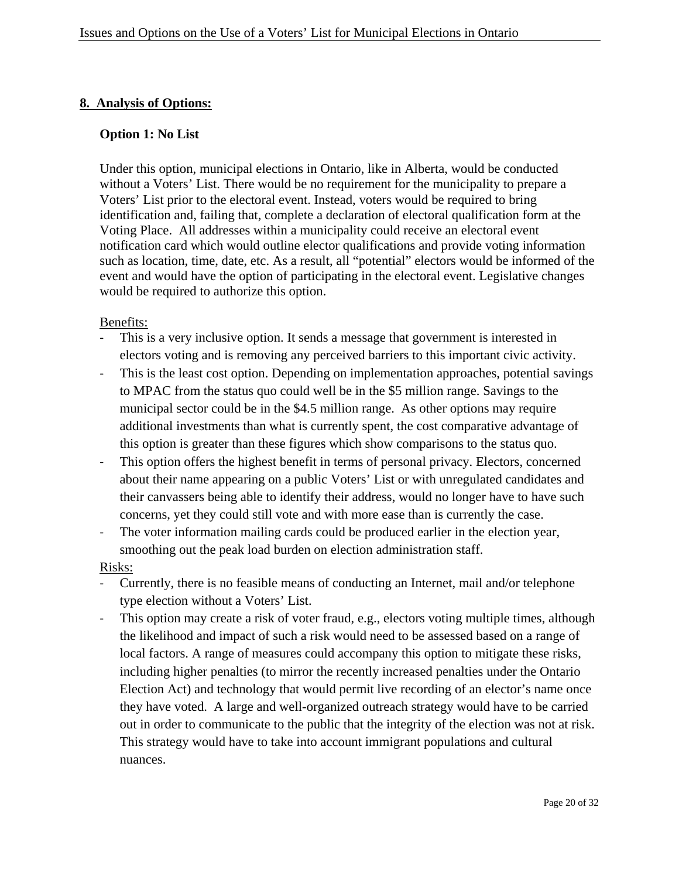## 8. Analysis of Options:

### Option 1: No List

Under this option, municipal elections in Ontario, like in Alberta, would be conducted without a Voters' List. There would be no requirement for the municipality to prepare a Voters' List prior to the electoral event. Instead, voters would be required to bring identification and, failing that, complete a declaration of electoral qualification form at the Voting Place. All addresses within a municipality could receive an electoral event notification card which would outline elector qualifications and provide voting information such as location, time, date, etc. As a result, all "potential" electors would be informed of the event and would have the option of participating in the electoral event. Legislative changes would be required to authorize this option.

Benefits:

- This is a very inclusive option. It sends a message that government is interested in electors voting and is removing any perceived barriers to this important civic activity.
- This is the least cost option. Depending on implementation approaches, potential savings to MPAC from the status quo could well be in the $5 million range. Savings to the municipal sector could be in the $4.5 million range. As other options may require additional investments than what is currently spent, the cost comparative advantage of this option is greater than these figures which show comparisons to the status quo.
- This option offers the highest benefit in terms of personal privacy. Electors, concerned about their name appearing on a public Voters' List or with unregulated candidates and their canvassers being able to identify their address, would no longer have to have such concerns, yet they could still vote and with more ease than is currently the case.
- The voter information mailing cards could be produced earlier in the election year, smoothing out the peak load burden on election administration staff.

Risks:

- Currently, there is no feasible means of conducting an Internet, mail and/or telephone type election without a Voters' List.
- This option may create a risk of voter fraud, e.g., electors voting multiple times, although the likelihood and impact of such a risk would need to be assessed based on a range of local factors. A range of measures could accompany this option to mitigate these risks, including higher penalties (to mirror the recently increased penalties under the Ontario Election Act) and technology that would permit live recording of an elector's name once they have voted. A large and well-organized outreach strategy would have to be carried out in order to communicate to the public that the integrity of the election was not at risk. This strategy would have to take into account immigrant populations and cultural nuances.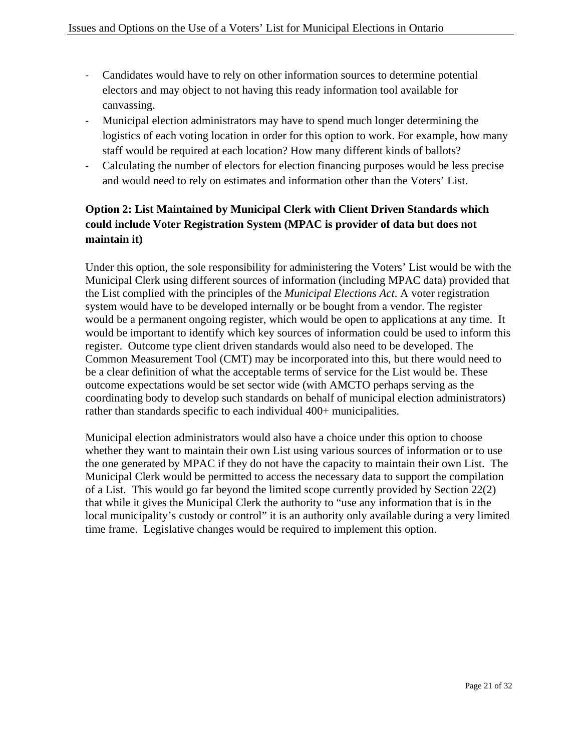- Candidates would have to rely on other information sources to determine potential electors and may object to not having this ready information tool available for canvassing.
- Municipal election administrators may have to spend much longer determining the logistics of each voting location in order for this option to work. For example, how many staff would be required at each location? How many different kinds of ballots?
- Calculating the number of electors for election financing purposes would be less precise and would need to rely on estimates and information other than the Voters' List.

### Option 2: List Maintained by Municipal Clerk with Client Driven Standards which could include Voter Registration System (MPAC is provider of data but does not maintain it)

Under this option, the sole responsibility for administering the Voters' List would be with the Municipal Clerk using different sources of information (including MPAC data) provided that the List complied with the principles of the *Municipal Elections Act*. A voter registration system would have to be developed internally or be bought from a vendor. The register would be a permanent ongoing register, which would be open to applications at any time. It would be important to identify which key sources of information could be used to inform this register. Outcome type client driven standards would also need to be developed. The Common Measurement Tool (CMT) may be incorporated into this, but there would need to be a clear definition of what the acceptable terms of service for the List would be. These outcome expectations would be set sector wide (with AMCTO perhaps serving as the coordinating body to develop such standards on behalf of municipal election administrators) rather than standards specific to each individual 400+ municipalities.

Municipal election administrators would also have a choice under this option to choose whether they want to maintain their own List using various sources of information or to use the one generated by MPAC if they do not have the capacity to maintain their own List. The Municipal Clerk would be permitted to access the necessary data to support the compilation of a List. This would go far beyond the limited scope currently provided by Section 22(2) that while it gives the Municipal Clerk the authority to "use any information that is in the local municipality's custody or control" it is an authority only available during a very limited time frame. Legislative changes would be required to implement this option.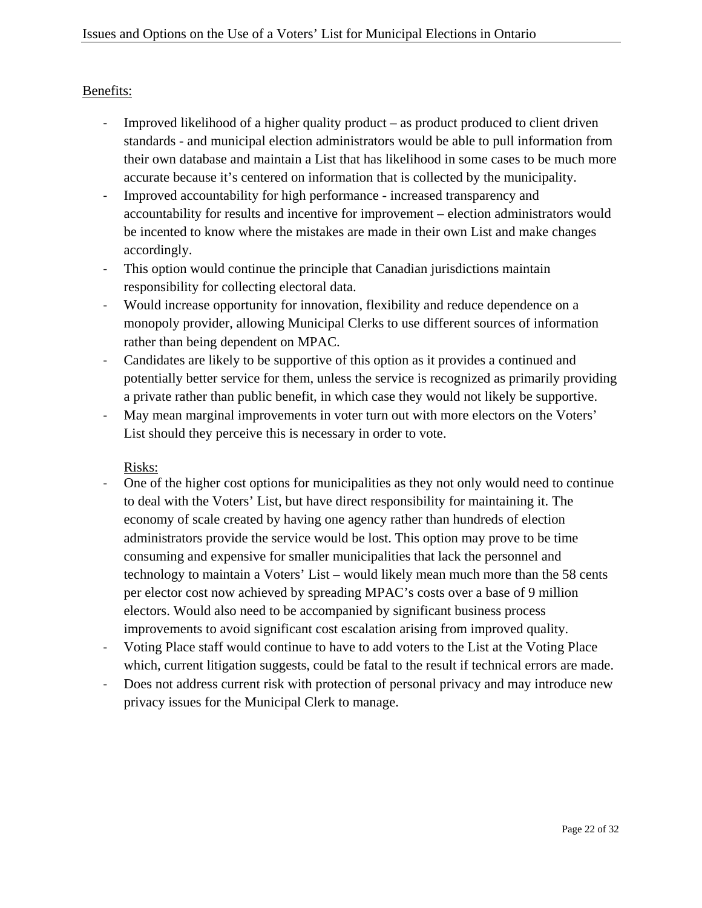Benefits:

- Improved likelihood of a higher quality product – as product produced to client driven standards - and municipal election administrators would be able to pull information from their own database and maintain a List that has likelihood in some cases to be much more accurate because it's centered on information that is collected by the municipality.
- Improved accountability for high performance - increased transparency and accountability for results and incentive for improvement – election administrators would be incented to know where the mistakes are made in their own List and make changes accordingly.
- This option would continue the principle that Canadian jurisdictions maintain responsibility for collecting electoral data.
- Would increase opportunity for innovation, flexibility and reduce dependence on a monopoly provider, allowing Municipal Clerks to use different sources of information rather than being dependent on MPAC.
- Candidates are likely to be supportive of this option as it provides a continued and potentially better service for them, unless the service is recognized as primarily providing a private rather than public benefit, in which case they would not likely be supportive.
- May mean marginal improvements in voter turn out with more electors on the Voters' List should they perceive this is necessary in order to vote.

Risks:

- One of the higher cost options for municipalities as they not only would need to continue to deal with the Voters' List, but have direct responsibility for maintaining it. The economy of scale created by having one agency rather than hundreds of election administrators provide the service would be lost. This option may prove to be time consuming and expensive for smaller municipalities that lack the personnel and technology to maintain a Voters' List – would likely mean much more than the 58 cents per elector cost now achieved by spreading MPAC's costs over a base of 9 million electors. Would also need to be accompanied by significant business process improvements to avoid significant cost escalation arising from improved quality.
- Voting Place staff would continue to have to add voters to the List at the Voting Place which, current litigation suggests, could be fatal to the result if technical errors are made.
- Does not address current risk with protection of personal privacy and may introduce new privacy issues for the Municipal Clerk to manage.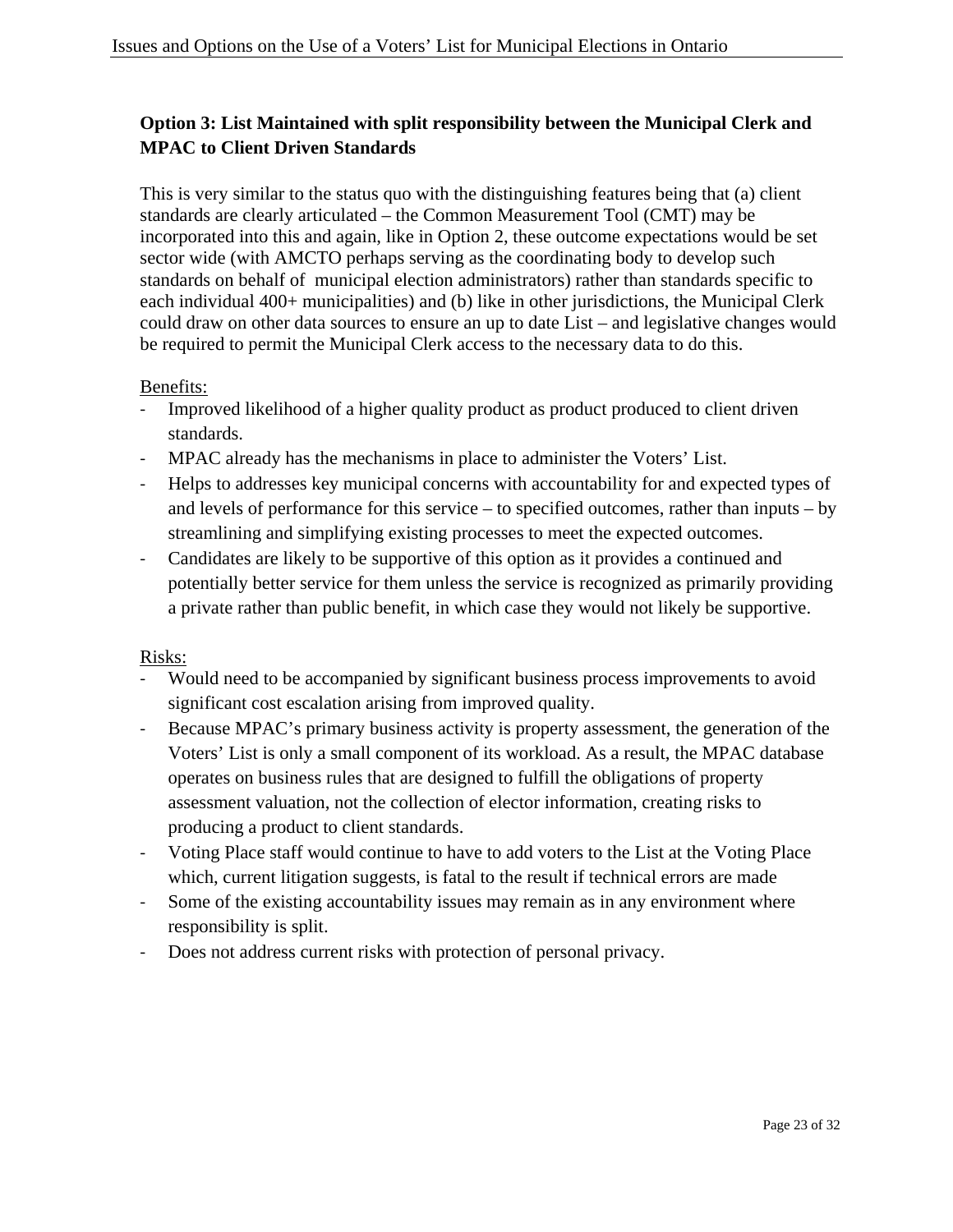**Option 3: List Maintained with split responsibility between the Municipal Clerk and MPAC to Client Driven Standards**

This is very similar to the status quo with the distinguishing features being that (a) client standards are clearly articulated – the Common Measurement Tool (CMT) may be incorporated into this and again, like in Option 2, these outcome expectations would be set sector wide (with AMCTO perhaps serving as the coordinating body to develop such standards on behalf of municipal election administrators) rather than standards specific to each individual 400+ municipalities) and (b) like in other jurisdictions, the Municipal Clerk could draw on other data sources to ensure an up to date List – and legislative changes would be required to permit the Municipal Clerk access to the necessary data to do this.

Benefits:

- Improved likelihood of a higher quality product as product produced to client driven standards.
- MPAC already has the mechanisms in place to administer the Voters' List.
- Helps to addresses key municipal concerns with accountability for and expected types of and levels of performance for this service – to specified outcomes, rather than inputs – by streamlining and simplifying existing processes to meet the expected outcomes.
- Candidates are likely to be supportive of this option as it provides a continued and potentially better service for them unless the service is recognized as primarily providing a private rather than public benefit, in which case they would not likely be supportive.

Risks:

- Would need to be accompanied by significant business process improvements to avoid significant cost escalation arising from improved quality.
- Because MPAC's primary business activity is property assessment, the generation of the Voters' List is only a small component of its workload. As a result, the MPAC database operates on business rules that are designed to fulfill the obligations of property assessment valuation, not the collection of elector information, creating risks to producing a product to client standards.
- Voting Place staff would continue to have to add voters to the List at the Voting Place which, current litigation suggests, is fatal to the result if technical errors are made
- Some of the existing accountability issues may remain as in any environment where responsibility is split.
- Does not address current risks with protection of personal privacy.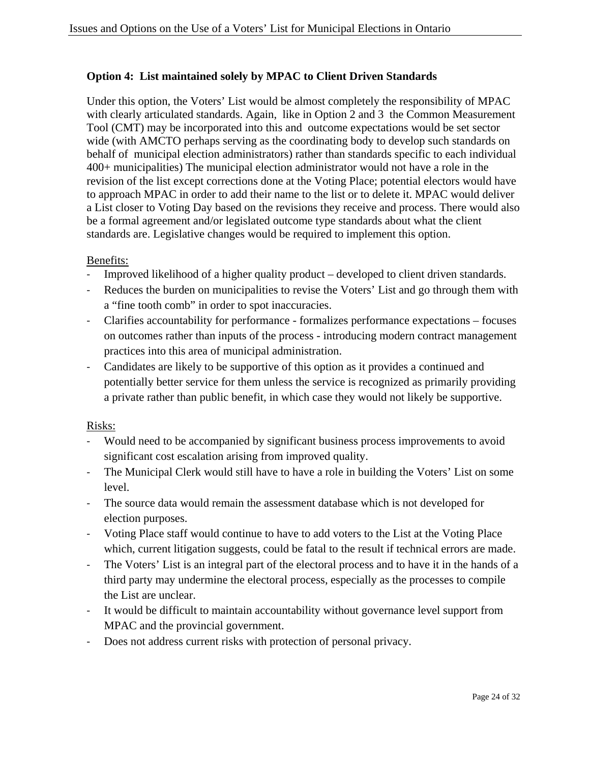**Option 4: List maintained solely by MPAC to Client Driven Standards**

Under this option, the Voters' List would be almost completely the responsibility of MPAC with clearly articulated standards. Again, like in Option 2 and 3 the Common Measurement Tool (CMT) may be incorporated into this and outcome expectations would be set sector wide (with AMCTO perhaps serving as the coordinating body to develop such standards on behalf of municipal election administrators) rather than standards specific to each individual 400+ municipalities) The municipal election administrator would not have a role in the revision of the list except corrections done at the Voting Place; potential electors would have to approach MPAC in order to add their name to the list or to delete it. MPAC would deliver a List closer to Voting Day based on the revisions they receive and process. There would also be a formal agreement and/or legislated outcome type standards about what the client standards are. Legislative changes would be required to implement this option.

Benefits:

- Improved likelihood of a higher quality product – developed to client driven standards.
- Reduces the burden on municipalities to revise the Voters' List and go through them with a "fine tooth comb" in order to spot inaccuracies.
- Clarifies accountability for performance - formalizes performance expectations – focuses on outcomes rather than inputs of the process - introducing modern contract management practices into this area of municipal administration.
- Candidates are likely to be supportive of this option as it provides a continued and potentially better service for them unless the service is recognized as primarily providing a private rather than public benefit, in which case they would not likely be supportive.

Risks:

- Would need to be accompanied by significant business process improvements to avoid significant cost escalation arising from improved quality.
- The Municipal Clerk would still have to have a role in building the Voters' List on some level.
- The source data would remain the assessment database which is not developed for election purposes.
- Voting Place staff would continue to have to add voters to the List at the Voting Place which, current litigation suggests, could be fatal to the result if technical errors are made.
- The Voters' List is an integral part of the electoral process and to have it in the hands of a third party may undermine the electoral process, especially as the processes to compile the List are unclear.
- It would be difficult to maintain accountability without governance level support from MPAC and the provincial government.
- Does not address current risks with protection of personal privacy.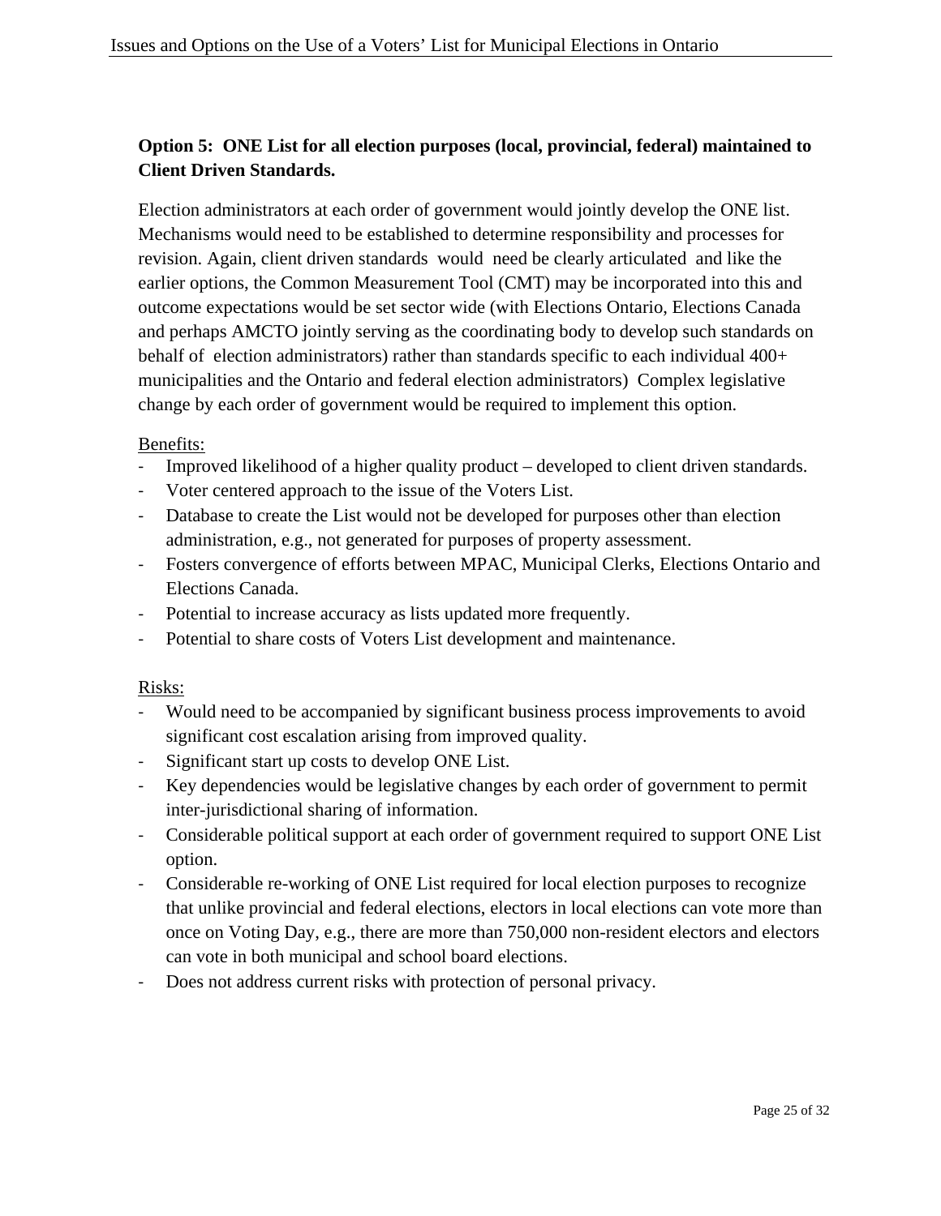**Option 5: ONE List for all election purposes (local, provincial, federal) maintained to Client Driven Standards.**

Election administrators at each order of government would jointly develop the ONE list. Mechanisms would need to be established to determine responsibility and processes for revision. Again, client driven standards would need be clearly articulated and like the earlier options, the Common Measurement Tool (CMT) may be incorporated into this and outcome expectations would be set sector wide (with Elections Ontario, Elections Canada and perhaps AMCTO jointly serving as the coordinating body to develop such standards on behalf of election administrators) rather than standards specific to each individual 400+ municipalities and the Ontario and federal election administrators) Complex legislative change by each order of government would be required to implement this option.

Benefits:

- Improved likelihood of a higher quality product – developed to client driven standards.
- Voter centered approach to the issue of the Voters List.
- Database to create the List would not be developed for purposes other than election administration, e.g., not generated for purposes of property assessment.
- Fosters convergence of efforts between MPAC, Municipal Clerks, Elections Ontario and Elections Canada.
- Potential to increase accuracy as lists updated more frequently.
- Potential to share costs of Voters List development and maintenance.

Risks:

- Would need to be accompanied by significant business process improvements to avoid significant cost escalation arising from improved quality.
- Significant start up costs to develop ONE List.
- Key dependencies would be legislative changes by each order of government to permit inter-jurisdictional sharing of information.
- Considerable political support at each order of government required to support ONE List option.
- Considerable re-working of ONE List required for local election purposes to recognize that unlike provincial and federal elections, electors in local elections can vote more than once on Voting Day, e.g., there are more than 750,000 non-resident electors and electors can vote in both municipal and school board elections.
- Does not address current risks with protection of personal privacy.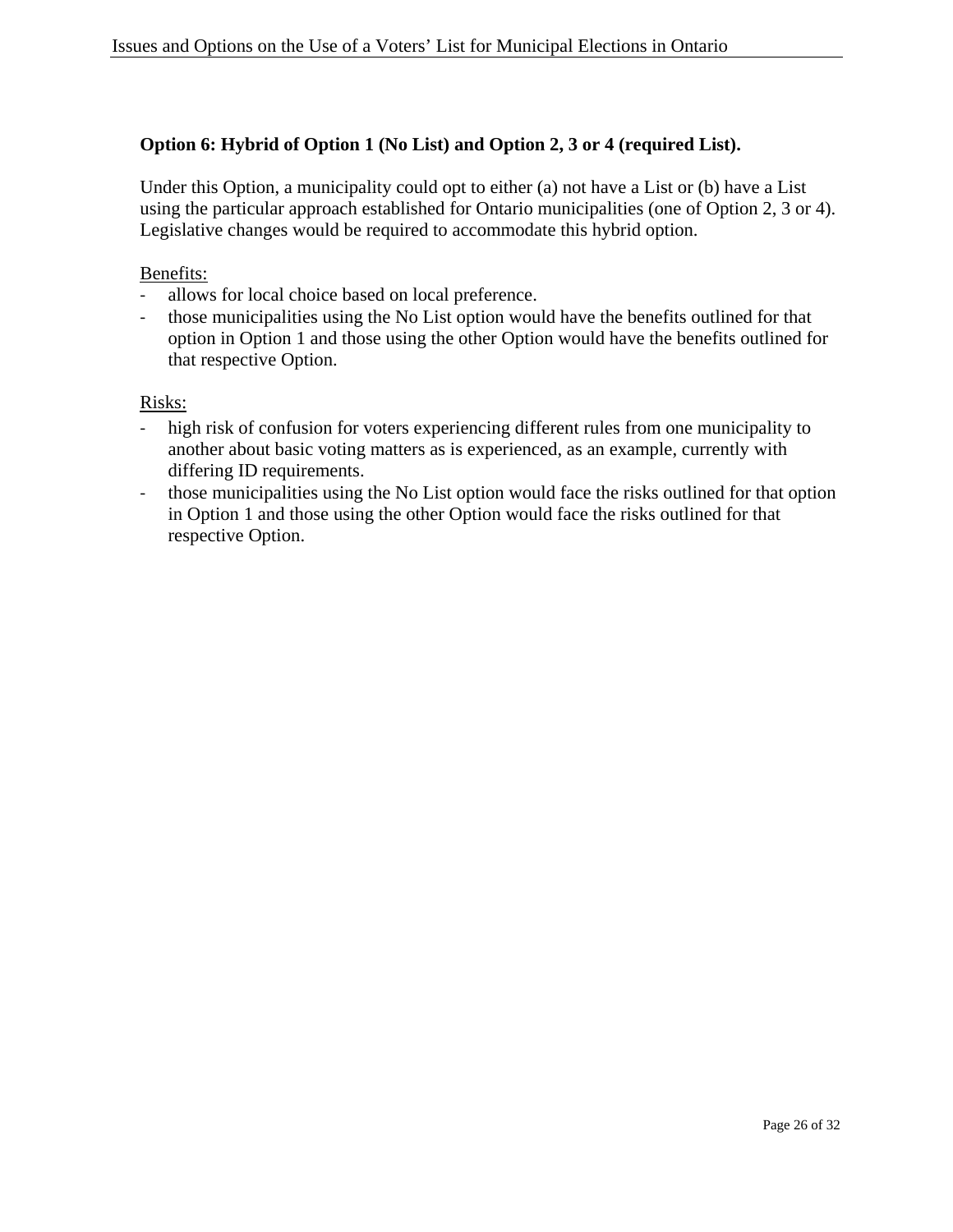**Option 6: Hybrid of Option 1 (No List) and Option 2, 3 or 4 (required List).**

Under this Option, a municipality could opt to either (a) not have a List or (b) have a List using the particular approach established for Ontario municipalities (one of Option 2, 3 or 4). Legislative changes would be required to accommodate this hybrid option.

Benefits:

- allows for local choice based on local preference.
- those municipalities using the No List option would have the benefits outlined for that option in Option 1 and those using the other Option would have the benefits outlined for that respective Option.

Risks:

- high risk of confusion for voters experiencing different rules from one municipality to another about basic voting matters as is experienced, as an example, currently with differing ID requirements.
- those municipalities using the No List option would face the risks outlined for that option in Option 1 and those using the other Option would face the risks outlined for that respective Option.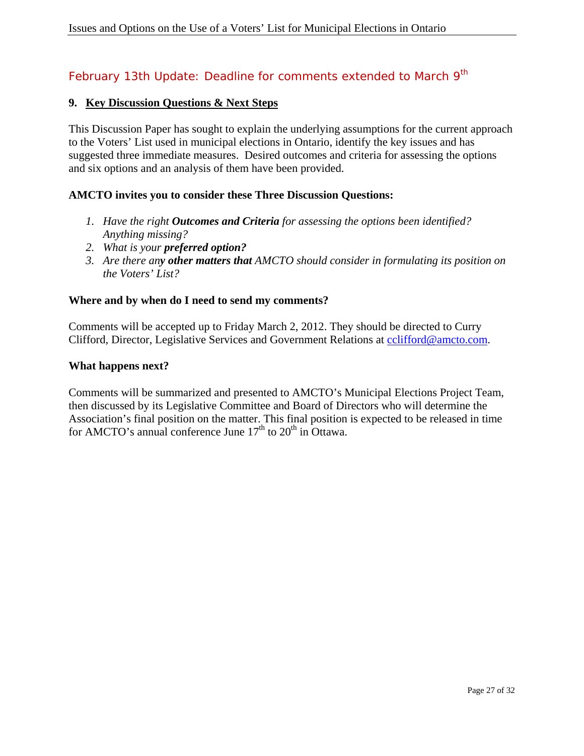February 13th Update: Deadline for comments extended to March 9th

## 9. Key Discussion Questions & Next Steps

This Discussion Paper has sought to explain the underlying assumptions for the current approach to the Voters' List used in municipal elections in Ontario, identify the key issues and has suggested three immediate measures. Desired outcomes and criteria for assessing the options and six options and an analysis of them have been provided.

**AMCTO invites you to consider these Three Discussion Questions:**

1. *Have the right **Outcomes and Criteria** for assessing the options been identified? Anything missing?*
2. *What is your **preferred option?***
3. *Are there any **other matters that** AMCTO should consider in formulating its position on the Voters' List?*

**Where and by when do I need to send my comments?**

Comments will be accepted up to Friday March 2, 2012. They should be directed to Curry Clifford, Director, Legislative Services and Government Relations at cclifford@amcto.com.

**What happens next?**

Comments will be summarized and presented to AMCTO's Municipal Elections Project Team, then discussed by its Legislative Committee and Board of Directors who will determine the Association's final position on the matter. This final position is expected to be released in time for AMCTO's annual conference June 17th to 20th in Ottawa.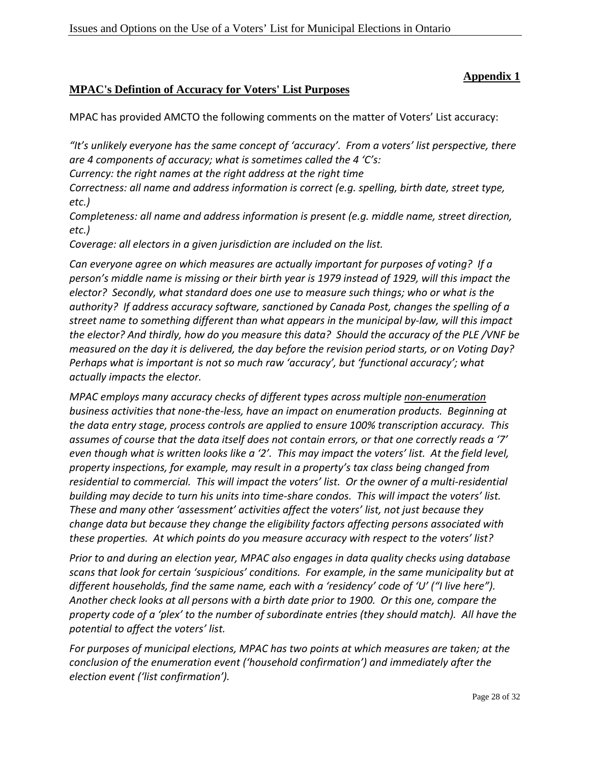**Appendix 1**

## MPAC's Defintion of Accuracy for Voters' List Purposes

MPAC has provided AMCTO the following comments on the matter of Voters' List accuracy:

*"It's unlikely everyone has the same concept of 'accuracy'. From a voters' list perspective, there are 4 components of accuracy; what is sometimes called the 4 'C's:*
*Currency: the right names at the right address at the right time*
*Correctness: all name and address information is correct (e.g. spelling, birth date, street type, etc.)*
*Completeness: all name and address information is present (e.g. middle name, street direction, etc.)*
*Coverage: all electors in a given jurisdiction are included on the list.*

*Can everyone agree on which measures are actually important for purposes of voting? If a person's middle name is missing or their birth year is 1979 instead of 1929, will this impact the elector? Secondly, what standard does one use to measure such things; who or what is the authority? If address accuracy software, sanctioned by Canada Post, changes the spelling of a street name to something different than what appears in the municipal by-law, will this impact the elector? And thirdly, how do you measure this data? Should the accuracy of the PLE /VNF be measured on the day it is delivered, the day before the revision period starts, or on Voting Day? Perhaps what is important is not so much raw 'accuracy', but 'functional accuracy'; what actually impacts the elector.*

*MPAC employs many accuracy checks of different types across multiple <u>non-enumeration</u> business activities that none-the-less, have an impact on enumeration products. Beginning at the data entry stage, process controls are applied to ensure 100% transcription accuracy. This assumes of course that the data itself does not contain errors, or that one correctly reads a '7' even though what is written looks like a '2'. This may impact the voters' list. At the field level, property inspections, for example, may result in a property's tax class being changed from residential to commercial. This will impact the voters' list. Or the owner of a multi-residential building may decide to turn his units into time-share condos. This will impact the voters' list. These and many other 'assessment' activities affect the voters' list, not just because they change data but because they change the eligibility factors affecting persons associated with these properties. At which points do you measure accuracy with respect to the voters' list?*

*Prior to and during an election year, MPAC also engages in data quality checks using database scans that look for certain 'suspicious' conditions. For example, in the same municipality but at different households, find the same name, each with a 'residency' code of 'U' ("I live here"). Another check looks at all persons with a birth date prior to 1900. Or this one, compare the property code of a 'plex' to the number of subordinate entries (they should match). All have the potential to affect the voters' list.*

*For purposes of municipal elections, MPAC has two points at which measures are taken; at the conclusion of the enumeration event ('household confirmation') and immediately after the election event ('list confirmation').*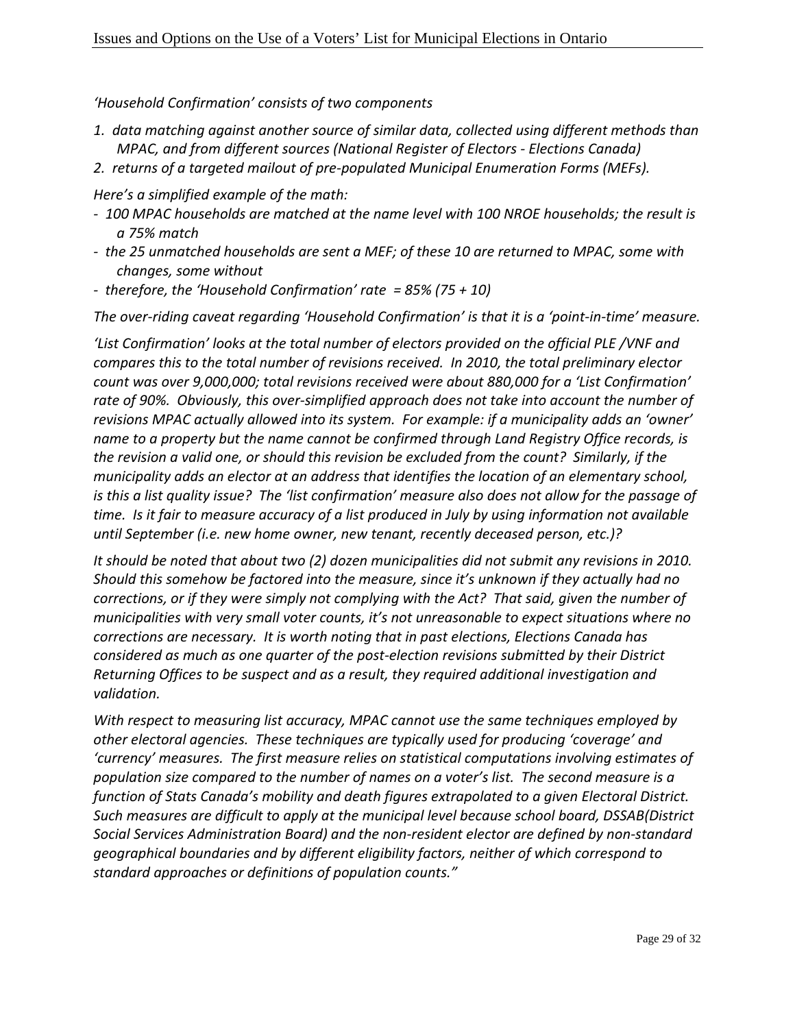*'Household Confirmation' consists of two components*

1. *data matching against another source of similar data, collected using different methods than MPAC, and from different sources (National Register of Electors - Elections Canada)*
2. *returns of a targeted mailout of pre-populated Municipal Enumeration Forms (MEFs).*

*Here's a simplified example of the math:*

- *100 MPAC households are matched at the name level with 100 NROE households; the result is a 75% match*
- *the 25 unmatched households are sent a MEF; of these 10 are returned to MPAC, some with changes, some without*
- *therefore, the 'Household Confirmation' rate = 85% (75 + 10)*

*The over-riding caveat regarding 'Household Confirmation' is that it is a 'point-in-time' measure.*

*'List Confirmation' looks at the total number of electors provided on the official PLE /VNF and compares this to the total number of revisions received. In 2010, the total preliminary elector count was over 9,000,000; total revisions received were about 880,000 for a 'List Confirmation' rate of 90%. Obviously, this over-simplified approach does not take into account the number of revisions MPAC actually allowed into its system. For example: if a municipality adds an 'owner' name to a property but the name cannot be confirmed through Land Registry Office records, is the revision a valid one, or should this revision be excluded from the count? Similarly, if the municipality adds an elector at an address that identifies the location of an elementary school, is this a list quality issue? The 'list confirmation' measure also does not allow for the passage of time. Is it fair to measure accuracy of a list produced in July by using information not available until September (i.e. new home owner, new tenant, recently deceased person, etc.)?*

*It should be noted that about two (2) dozen municipalities did not submit any revisions in 2010. Should this somehow be factored into the measure, since it's unknown if they actually had no corrections, or if they were simply not complying with the Act? That said, given the number of municipalities with very small voter counts, it's not unreasonable to expect situations where no corrections are necessary. It is worth noting that in past elections, Elections Canada has considered as much as one quarter of the post-election revisions submitted by their District Returning Offices to be suspect and as a result, they required additional investigation and validation.*

*With respect to measuring list accuracy, MPAC cannot use the same techniques employed by other electoral agencies. These techniques are typically used for producing 'coverage' and 'currency' measures. The first measure relies on statistical computations involving estimates of population size compared to the number of names on a voter's list. The second measure is a function of Stats Canada's mobility and death figures extrapolated to a given Electoral District. Such measures are difficult to apply at the municipal level because school board, DSSAB(District Social Services Administration Board) and the non-resident elector are defined by non-standard geographical boundaries and by different eligibility factors, neither of which correspond to standard approaches or definitions of population counts."*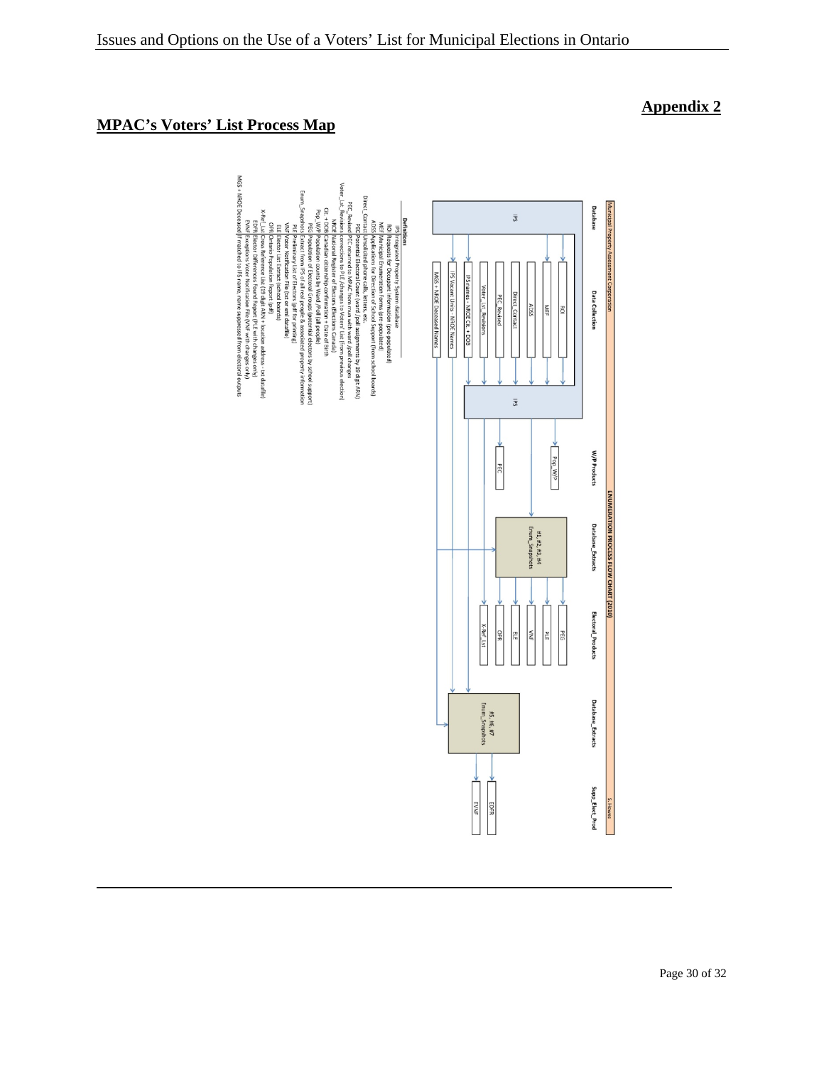# Appendix 2

## MPAC's Voters' List Process Map

Municipal Property Assessment Corporation — ENUMERATION PROCESS FLOW CHART (2010) — S. Howes

| Database | Data Collection | Database | W/P Products | Database_Extracts | Electoral_Products | Database_Extracts | Supp_Elect_Prod |
|---|---|---|---|---|---|---|---|
| IPS | ROI | IPS | Pop_W/P | #1, #2, #3, #4 Enum_Snapshots | PEG | #5, #6, #7 Enum_Snapshots | EDFR |
| | MEF | | PEC | | PLE | | EVNF |
| | ADSS | | | | VNF | | |
| | Direct_Contact | | | | ELE | | |
| | PEC_Revised | | | | OPR | | |
| | Voter_List_Revisions | | | | X-Ref_List | | |
| | IPS names - NRCE Cit. + DOB | | | | | | |
| | IPS Vacant Units - NRCE Names | | | | | | |
| | MGS + NRCE Deceased Names | | | | | | |

**Definitions**

- IPS: Integrated Property System database
- ROI: Requests for Occupant Information (pre-populated)
- MEF: Municipal Enumeration Forms (pre-populated)
- ADSS: Applications for Direction of School Support (from school boards)
- Direct_Contact: Unsolicited phone calls, letters, etc.
- PEC: Preliminary Electoral Count (ward/poll assignments by 19 digit ARN)
- PEC_Revised: PEC returned to MPAC from mun with ward/poll changes
- Voter_List_Revisions: corrections to PLE/changes to Voters' List (from previous election)
- NRCE: National Register of Electors (Elections Canada)
- Cit. + DOB: Canadian citizenship confirmation + Date of Birth
- Pop_W/P: Population counts by Ward/Poll (all people)
- Enum_Snapshots: Extract from IPS of all real people & associated property information
- PEG: Population of Electoral Groups (potential electors by school support)
- PLE: Preliminary List of Electors (pdf for printing)
- VNF: Voter Notification File (txt or xml datafile)
- ELE: Electoral List Extract (school boards)
- OPR: Ontario Population Report (pdf)
- X-Ref_List: Cross Reference List (19 digit ARN + location address - txt datafile)
- EDFR: Elector Differences Found Report (PLE with changes only)
- EVNF: Exceptions Voter Notification File (VNF with changes only)
- MGS + NRCE Deceased: if matched to IPS name, name suppressed from electoral outputs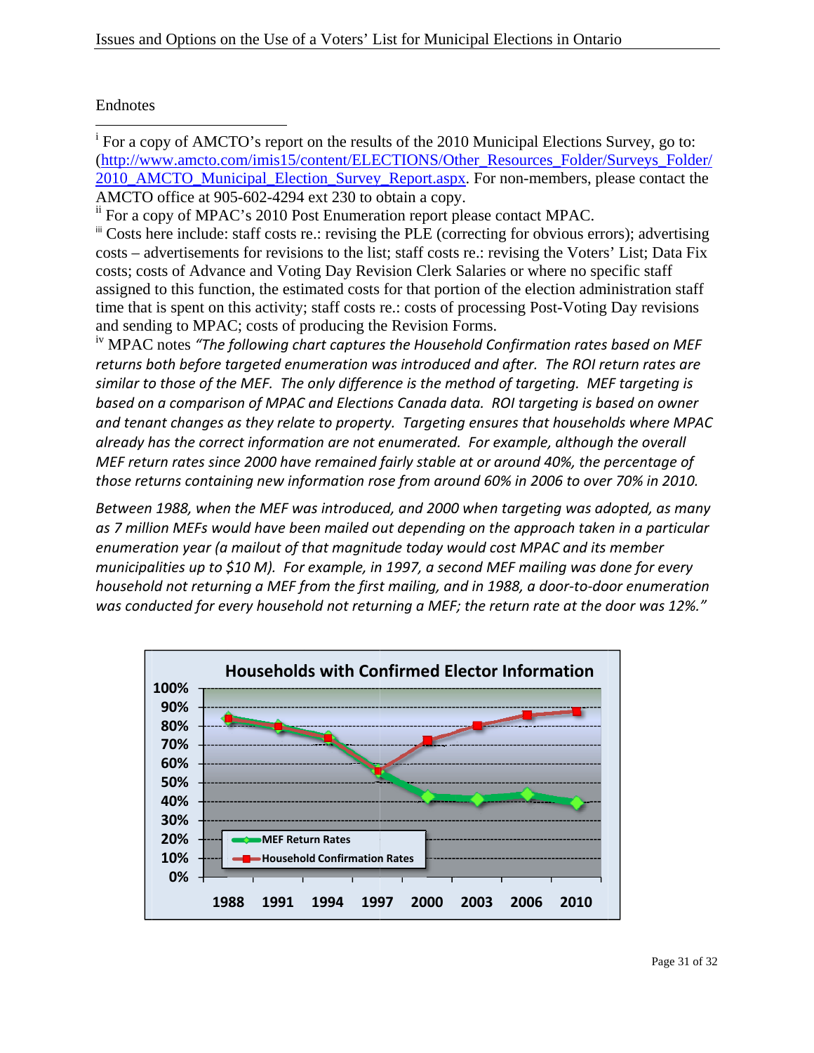Endnotes

[i] For a copy of AMCTO's report on the results of the 2010 Municipal Elections Survey, go to: (http://www.amcto.com/imis15/content/ELECTIONS/Other_Resources_Folder/Surveys_Folder/2010_AMCTO_Municipal_Election_Survey_Report.aspx. For non-members, please contact the AMCTO office at 905-602-4294 ext 230 to obtain a copy.

[ii] For a copy of MPAC's 2010 Post Enumeration report please contact MPAC.

[iii] Costs here include: staff costs re.: revising the PLE (correcting for obvious errors); advertising costs – advertisements for revisions to the list; staff costs re.: revising the Voters' List; Data Fix costs; costs of Advance and Voting Day Revision Clerk Salaries or where no specific staff assigned to this function, the estimated costs for that portion of the election administration staff time that is spent on this activity; staff costs re.: costs of processing Post-Voting Day revisions and sending to MPAC; costs of producing the Revision Forms.

[iv] MPAC notes *"The following chart captures the Household Confirmation rates based on MEF returns both before targeted enumeration was introduced and after. The ROI return rates are similar to those of the MEF. The only difference is the method of targeting. MEF targeting is based on a comparison of MPAC and Elections Canada data. ROI targeting is based on owner and tenant changes as they relate to property. Targeting ensures that households where MPAC already has the correct information are not enumerated. For example, although the overall MEF return rates since 2000 have remained fairly stable at or around 40%, the percentage of those returns containing new information rose from around 60% in 2006 to over 70% in 2010.*

*Between 1988, when the MEF was introduced, and 2000 when targeting was adopted, as many as 7 million MEFs would have been mailed out depending on the approach taken in a particular enumeration year (a mailout of that magnitude today would cost MPAC and its member municipalities up to $10 M). For example, in 1997, a second MEF mailing was done for every household not returning a MEF from the first mailing, and in 1988, a door-to-door enumeration was conducted for every household not returning a MEF; the return rate at the door was 12%."*

**Households with Confirmed Elector Information**

(Chart: MEF Return Rates and Household Confirmation Rates, 1988–2010; y-axis 0%–100%; x-axis 1988, 1991, 1994, 1997, 2000, 2003, 2006, 2010)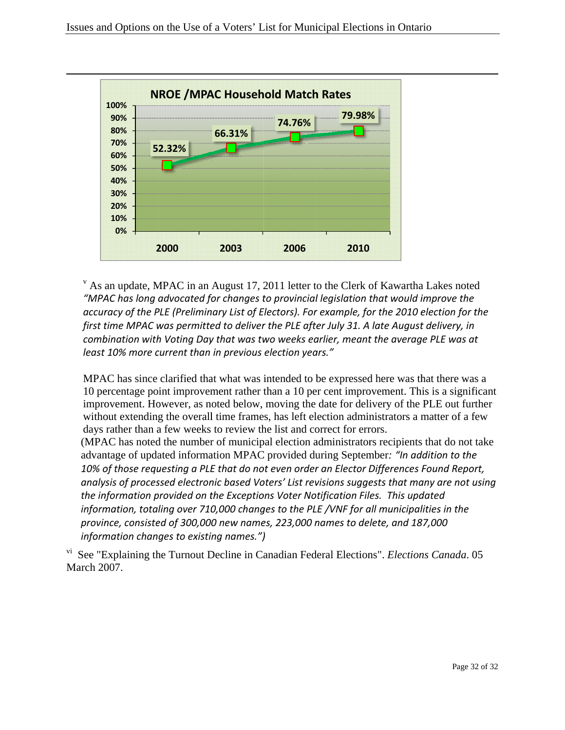NROE /MPAC Household Match Rates

100%
90%
80%
70%
60%
50%
40%
30%
20%
10%
0%

52.32%
66.31%
74.76%
79.98%

2000
2003
2006
2010

[v] As an update, MPAC in an August 17, 2011 letter to the Clerk of Kawartha Lakes noted *"MPAC has long advocated for changes to provincial legislation that would improve the accuracy of the PLE (Preliminary List of Electors). For example, for the 2010 election for the first time MPAC was permitted to deliver the PLE after July 31. A late August delivery, in combination with Voting Day that was two weeks earlier, meant the average PLE was at least 10% more current than in previous election years."*

MPAC has since clarified that what was intended to be expressed here was that there was a 10 percentage point improvement rather than a 10 per cent improvement. This is a significant improvement. However, as noted below, moving the date for delivery of the PLE out further without extending the overall time frames, has left election administrators a matter of a few days rather than a few weeks to review the list and correct for errors.

(MPAC has noted the number of municipal election administrators recipients that do not take advantage of updated information MPAC provided during September: *"In addition to the 10% of those requesting a PLE that do not even order an Elector Differences Found Report, analysis of processed electronic based Voters' List revisions suggests that many are not using the information provided on the Exceptions Voter Notification Files. This updated information, totaling over 710,000 changes to the PLE /VNF for all municipalities in the province, consisted of 300,000 new names, 223,000 names to delete, and 187,000 information changes to existing names.")*

[vi] See "Explaining the Turnout Decline in Canadian Federal Elections". *Elections Canada*. 05 March 2007.